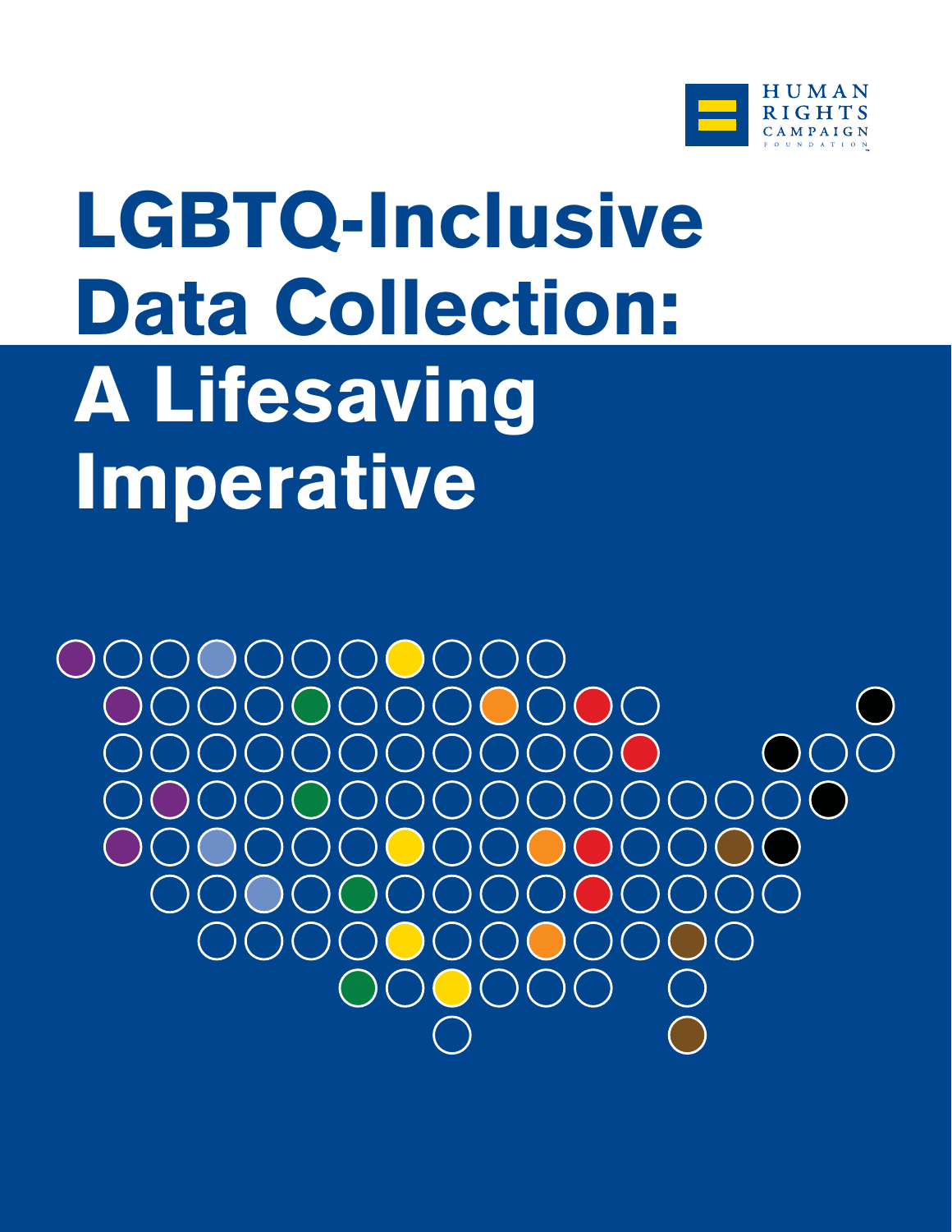HUMAN RIGHTS CAMPAIGN FOUNDATION

# LGBTQ-Inclusive Data Collection: A Lifesaving Imperative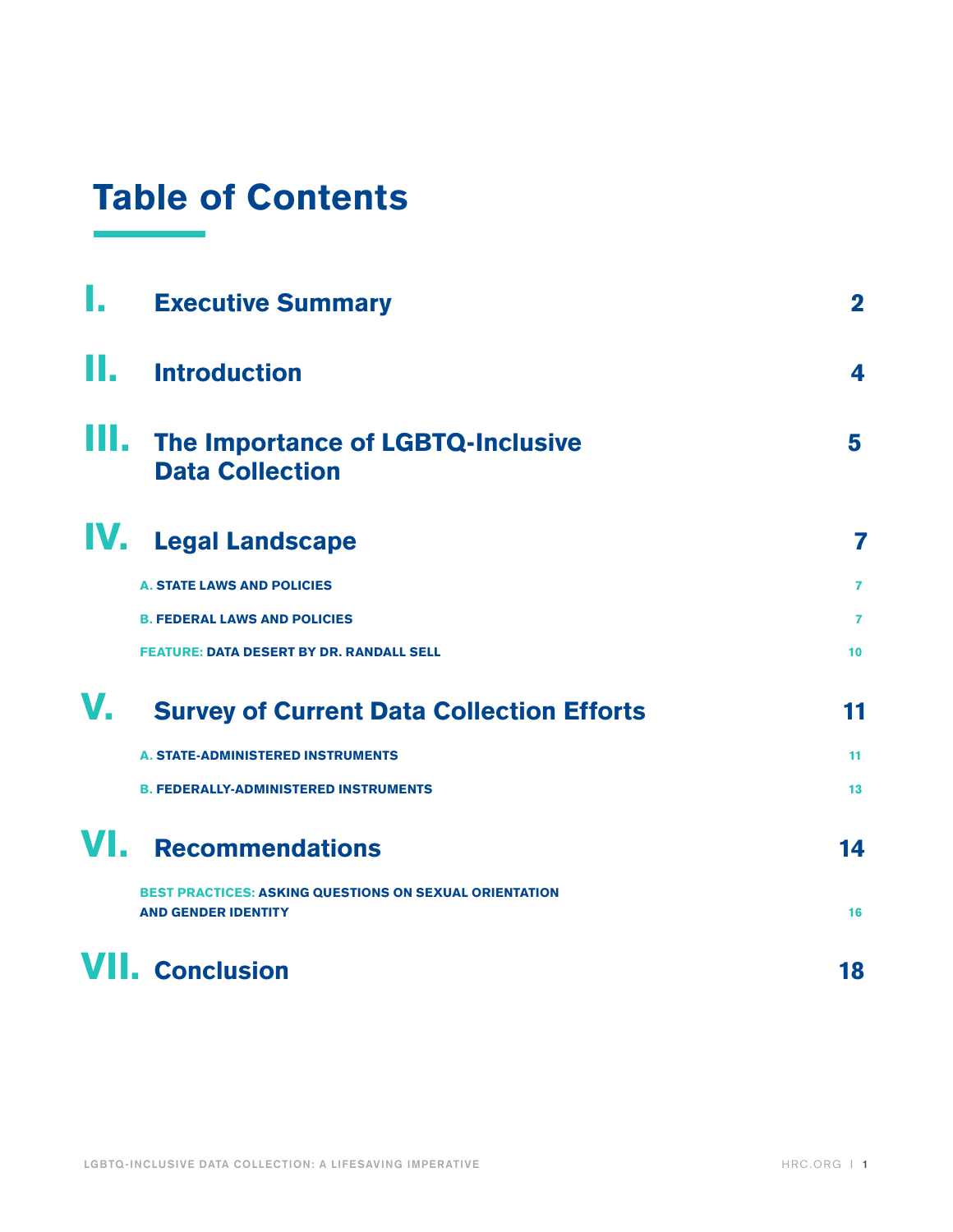# Table of Contents

| | | |
|---|---|---|
| **I.** | **Executive Summary** | 2 |
| **II.** | **Introduction** | 4 |
| **III.** | **The Importance of LGBTQ-Inclusive Data Collection** | 5 |
| **IV.** | **Legal Landscape** | 7 |
| | A. STATE LAWS AND POLICIES | 7 |
| | B. FEDERAL LAWS AND POLICIES | 7 |
| | FEATURE: DATA DESERT BY DR. RANDALL SELL | 10 |
| **V.** | **Survey of Current Data Collection Efforts** | 11 |
| | A. STATE-ADMINISTERED INSTRUMENTS | 11 |
| | B. FEDERALLY-ADMINISTERED INSTRUMENTS | 13 |
| **VI.** | **Recommendations** | 14 |
| | BEST PRACTICES: ASKING QUESTIONS ON SEXUAL ORIENTATION AND GENDER IDENTITY | 16 |
| **VII.** | **Conclusion** | 18 |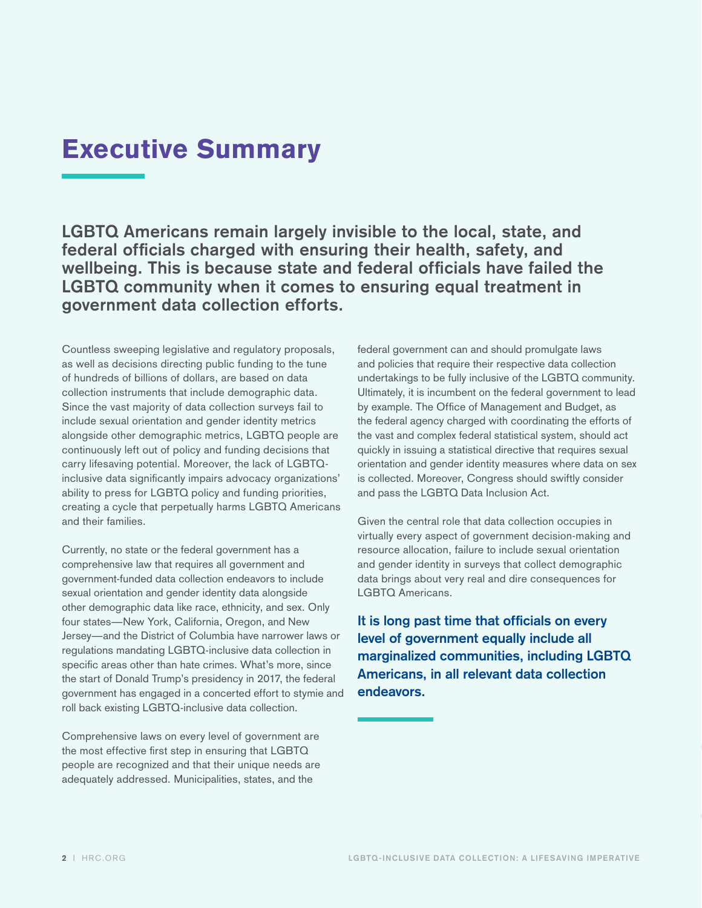# Executive Summary

**LGBTQ Americans remain largely invisible to the local, state, and federal officials charged with ensuring their health, safety, and wellbeing. This is because state and federal officials have failed the LGBTQ community when it comes to ensuring equal treatment in government data collection efforts.**

Countless sweeping legislative and regulatory proposals, as well as decisions directing public funding to the tune of hundreds of billions of dollars, are based on data collection instruments that include demographic data. Since the vast majority of data collection surveys fail to include sexual orientation and gender identity metrics alongside other demographic metrics, LGBTQ people are continuously left out of policy and funding decisions that carry lifesaving potential. Moreover, the lack of LGBTQ-inclusive data significantly impairs advocacy organizations' ability to press for LGBTQ policy and funding priorities, creating a cycle that perpetually harms LGBTQ Americans and their families.

Currently, no state or the federal government has a comprehensive law that requires all government and government-funded data collection endeavors to include sexual orientation and gender identity data alongside other demographic data like race, ethnicity, and sex. Only four states—New York, California, Oregon, and New Jersey—and the District of Columbia have narrower laws or regulations mandating LGBTQ-inclusive data collection in specific areas other than hate crimes. What's more, since the start of Donald Trump's presidency in 2017, the federal government has engaged in a concerted effort to stymie and roll back existing LGBTQ-inclusive data collection.

Comprehensive laws on every level of government are the most effective first step in ensuring that LGBTQ people are recognized and that their unique needs are adequately addressed. Municipalities, states, and the federal government can and should promulgate laws and policies that require their respective data collection undertakings to be fully inclusive of the LGBTQ community. Ultimately, it is incumbent on the federal government to lead by example. The Office of Management and Budget, as the federal agency charged with coordinating the efforts of the vast and complex federal statistical system, should act quickly in issuing a statistical directive that requires sexual orientation and gender identity measures where data on sex is collected. Moreover, Congress should swiftly consider and pass the LGBTQ Data Inclusion Act.

Given the central role that data collection occupies in virtually every aspect of government decision-making and resource allocation, failure to include sexual orientation and gender identity in surveys that collect demographic data brings about very real and dire consequences for LGBTQ Americans.

**It is long past time that officials on every level of government equally include all marginalized communities, including LGBTQ Americans, in all relevant data collection endeavors.**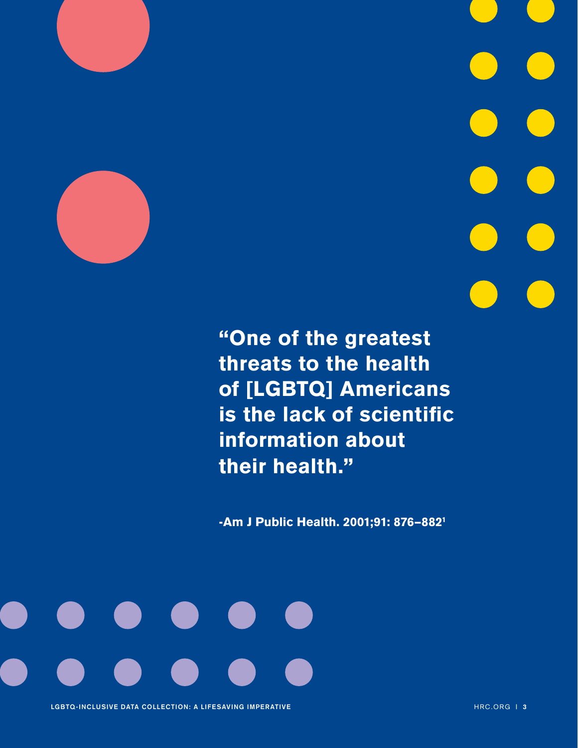**"One of the greatest threats to the health of [LGBTQ] Americans is the lack of scientific information about their health."**

**-Am J Public Health. 2001;91: 876–882[1]**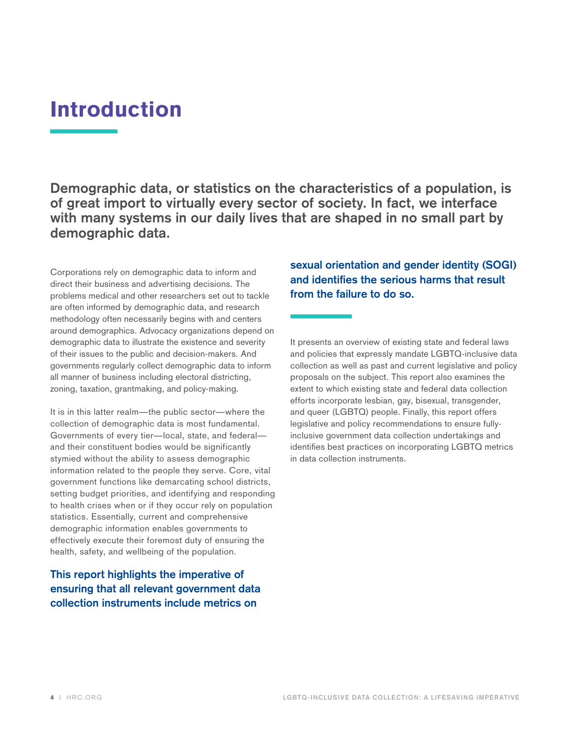# Introduction

**Demographic data, or statistics on the characteristics of a population, is of great import to virtually every sector of society. In fact, we interface with many systems in our daily lives that are shaped in no small part by demographic data.**

Corporations rely on demographic data to inform and direct their business and advertising decisions. The problems medical and other researchers set out to tackle are often informed by demographic data, and research methodology often necessarily begins with and centers around demographics. Advocacy organizations depend on demographic data to illustrate the existence and severity of their issues to the public and decision-makers. And governments regularly collect demographic data to inform all manner of business including electoral districting, zoning, taxation, grantmaking, and policy-making.

It is in this latter realm—the public sector—where the collection of demographic data is most fundamental. Governments of every tier—local, state, and federal—and their constituent bodies would be significantly stymied without the ability to assess demographic information related to the people they serve. Core, vital government functions like demarcating school districts, setting budget priorities, and identifying and responding to health crises when or if they occur rely on population statistics. Essentially, current and comprehensive demographic information enables governments to effectively execute their foremost duty of ensuring the health, safety, and wellbeing of the population.

**This report highlights the imperative of ensuring that all relevant government data collection instruments include metrics on sexual orientation and gender identity (SOGI) and identifies the serious harms that result from the failure to do so.**

It presents an overview of existing state and federal laws and policies that expressly mandate LGBTQ-inclusive data collection as well as past and current legislative and policy proposals on the subject. This report also examines the extent to which existing state and federal data collection efforts incorporate lesbian, gay, bisexual, transgender, and queer (LGBTQ) people. Finally, this report offers legislative and policy recommendations to ensure fully-inclusive government data collection undertakings and identifies best practices on incorporating LGBTQ metrics in data collection instruments.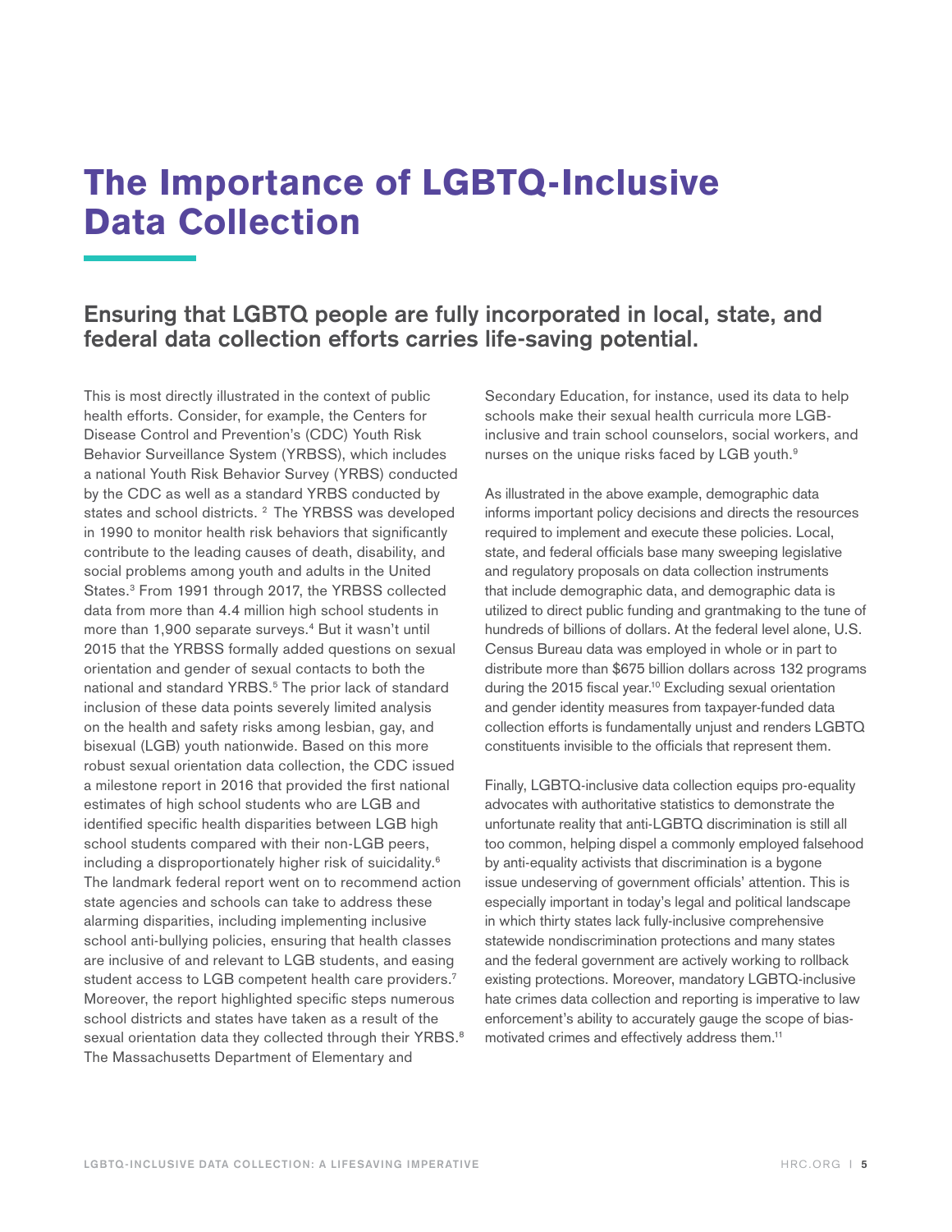# The Importance of LGBTQ-Inclusive Data Collection

## Ensuring that LGBTQ people are fully incorporated in local, state, and federal data collection efforts carries life-saving potential.

This is most directly illustrated in the context of public health efforts. Consider, for example, the Centers for Disease Control and Prevention's (CDC) Youth Risk Behavior Surveillance System (YRBSS), which includes a national Youth Risk Behavior Survey (YRBS) conducted by the CDC as well as a standard YRBS conducted by states and school districts. [2] The YRBSS was developed in 1990 to monitor health risk behaviors that significantly contribute to the leading causes of death, disability, and social problems among youth and adults in the United States.[3] From 1991 through 2017, the YRBSS collected data from more than 4.4 million high school students in more than 1,900 separate surveys.[4] But it wasn't until 2015 that the YRBSS formally added questions on sexual orientation and gender of sexual contacts to both the national and standard YRBS.[5] The prior lack of standard inclusion of these data points severely limited analysis on the health and safety risks among lesbian, gay, and bisexual (LGB) youth nationwide. Based on this more robust sexual orientation data collection, the CDC issued a milestone report in 2016 that provided the first national estimates of high school students who are LGB and identified specific health disparities between LGB high school students compared with their non-LGB peers, including a disproportionately higher risk of suicidality.[6] The landmark federal report went on to recommend action state agencies and schools can take to address these alarming disparities, including implementing inclusive school anti-bullying policies, ensuring that health classes are inclusive of and relevant to LGB students, and easing student access to LGB competent health care providers.[7] Moreover, the report highlighted specific steps numerous school districts and states have taken as a result of the sexual orientation data they collected through their YRBS.[8] The Massachusetts Department of Elementary and Secondary Education, for instance, used its data to help schools make their sexual health curricula more LGB-inclusive and train school counselors, social workers, and nurses on the unique risks faced by LGB youth.[9]

As illustrated in the above example, demographic data informs important policy decisions and directs the resources required to implement and execute these policies. Local, state, and federal officials base many sweeping legislative and regulatory proposals on data collection instruments that include demographic data, and demographic data is utilized to direct public funding and grantmaking to the tune of hundreds of billions of dollars. At the federal level alone, U.S. Census Bureau data was employed in whole or in part to distribute more than $675 billion dollars across 132 programs during the 2015 fiscal year.[10] Excluding sexual orientation and gender identity measures from taxpayer-funded data collection efforts is fundamentally unjust and renders LGBTQ constituents invisible to the officials that represent them.

Finally, LGBTQ-inclusive data collection equips pro-equality advocates with authoritative statistics to demonstrate the unfortunate reality that anti-LGBTQ discrimination is still all too common, helping dispel a commonly employed falsehood by anti-equality activists that discrimination is a bygone issue undeserving of government officials' attention. This is especially important in today's legal and political landscape in which thirty states lack fully-inclusive comprehensive statewide nondiscrimination protections and many states and the federal government are actively working to rollback existing protections. Moreover, mandatory LGBTQ-inclusive hate crimes data collection and reporting is imperative to law enforcement's ability to accurately gauge the scope of bias-motivated crimes and effectively address them.[11]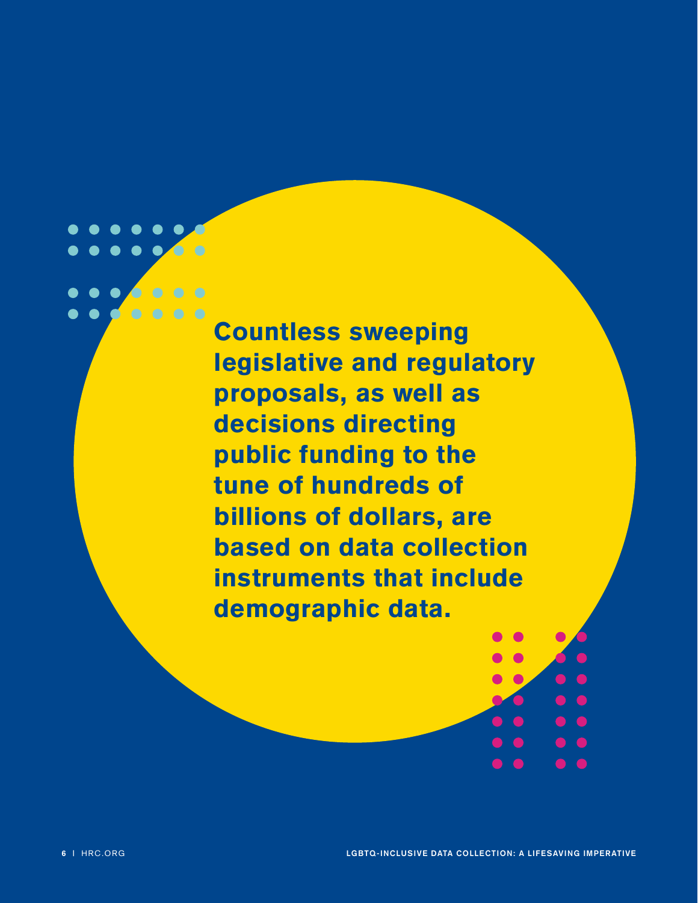**Countless sweeping legislative and regulatory proposals, as well as decisions directing public funding to the tune of hundreds of billions of dollars, are based on data collection instruments that include demographic data.**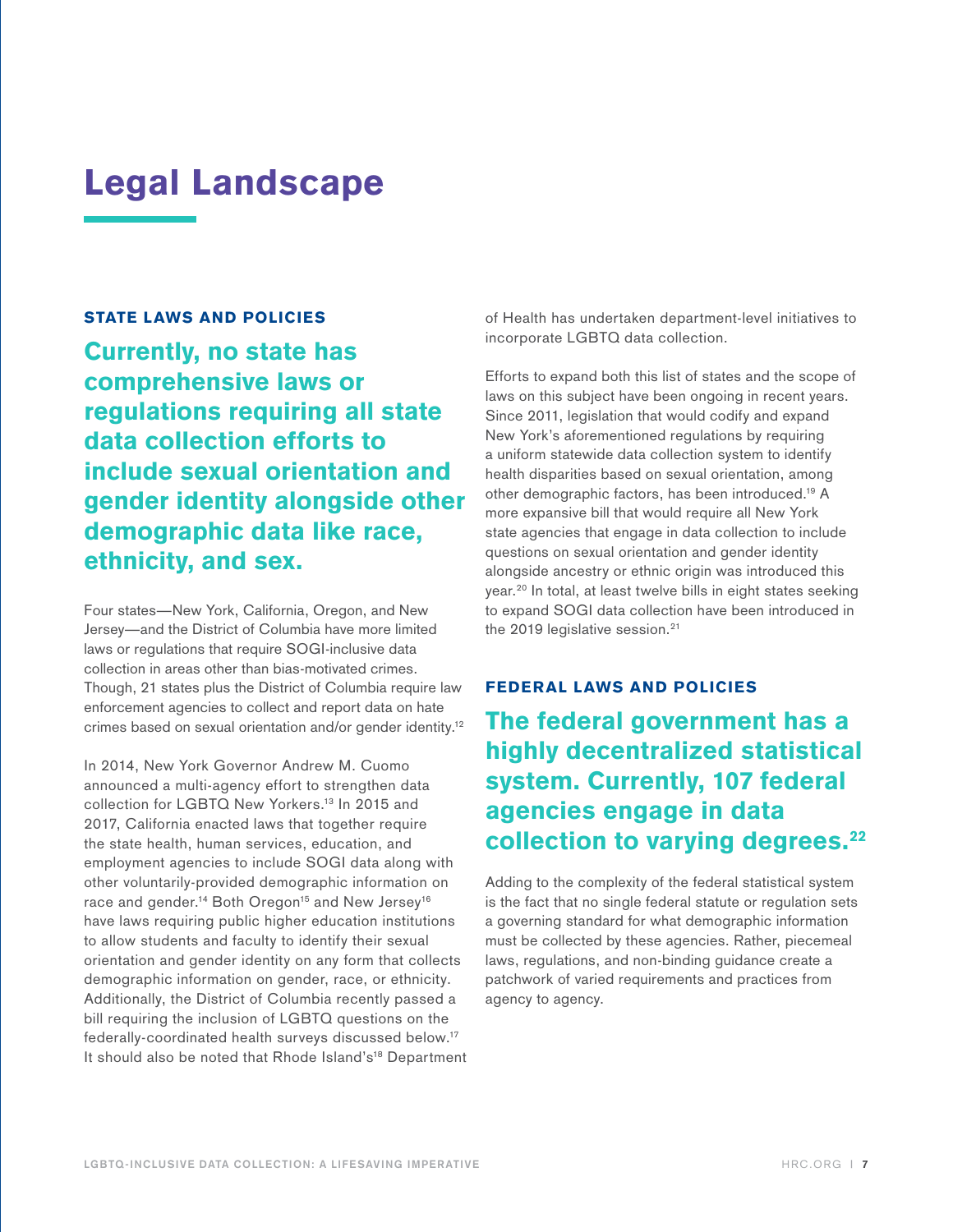# Legal Landscape

### STATE LAWS AND POLICIES

## Currently, no state has comprehensive laws or regulations requiring all state data collection efforts to include sexual orientation and gender identity alongside other demographic data like race, ethnicity, and sex.

Four states—New York, California, Oregon, and New Jersey—and the District of Columbia have more limited laws or regulations that require SOGI-inclusive data collection in areas other than bias-motivated crimes. Though, 21 states plus the District of Columbia require law enforcement agencies to collect and report data on hate crimes based on sexual orientation and/or gender identity.[12]

In 2014, New York Governor Andrew M. Cuomo announced a multi-agency effort to strengthen data collection for LGBTQ New Yorkers.[13] In 2015 and 2017, California enacted laws that together require the state health, human services, education, and employment agencies to include SOGI data along with other voluntarily-provided demographic information on race and gender.[14] Both Oregon[15] and New Jersey[16] have laws requiring public higher education institutions to allow students and faculty to identify their sexual orientation and gender identity on any form that collects demographic information on gender, race, or ethnicity. Additionally, the District of Columbia recently passed a bill requiring the inclusion of LGBTQ questions on the federally-coordinated health surveys discussed below.[17] It should also be noted that Rhode Island's[18] Department of Health has undertaken department-level initiatives to incorporate LGBTQ data collection.

Efforts to expand both this list of states and the scope of laws on this subject have been ongoing in recent years. Since 2011, legislation that would codify and expand New York's aforementioned regulations by requiring a uniform statewide data collection system to identify health disparities based on sexual orientation, among other demographic factors, has been introduced.[19] A more expansive bill that would require all New York state agencies that engage in data collection to include questions on sexual orientation and gender identity alongside ancestry or ethnic origin was introduced this year.[20] In total, at least twelve bills in eight states seeking to expand SOGI data collection have been introduced in the 2019 legislative session.[21]

### FEDERAL LAWS AND POLICIES

## The federal government has a highly decentralized statistical system. Currently, 107 federal agencies engage in data collection to varying degrees.[22]

Adding to the complexity of the federal statistical system is the fact that no single federal statute or regulation sets a governing standard for what demographic information must be collected by these agencies. Rather, piecemeal laws, regulations, and non-binding guidance create a patchwork of varied requirements and practices from agency to agency.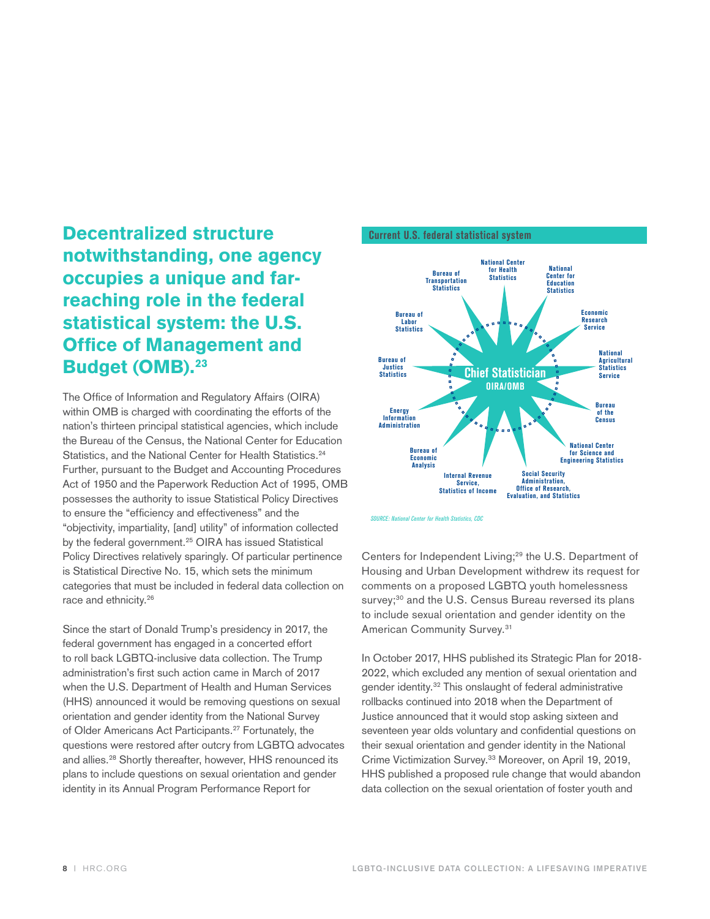## Decentralized structure notwithstanding, one agency occupies a unique and far-reaching role in the federal statistical system: the U.S. Office of Management and Budget (OMB).[23]

The Office of Information and Regulatory Affairs (OIRA) within OMB is charged with coordinating the efforts of the nation's thirteen principal statistical agencies, which include the Bureau of the Census, the National Center for Education Statistics, and the National Center for Health Statistics.[24] Further, pursuant to the Budget and Accounting Procedures Act of 1950 and the Paperwork Reduction Act of 1995, OMB possesses the authority to issue Statistical Policy Directives to ensure the "efficiency and effectiveness" and the "objectivity, impartiality, [and] utility" of information collected by the federal government.[25] OIRA has issued Statistical Policy Directives relatively sparingly. Of particular pertinence is Statistical Directive No. 15, which sets the minimum categories that must be included in federal data collection on race and ethnicity.[26]

Since the start of Donald Trump's presidency in 2017, the federal government has engaged in a concerted effort to roll back LGBTQ-inclusive data collection. The Trump administration's first such action came in March of 2017 when the U.S. Department of Health and Human Services (HHS) announced it would be removing questions on sexual orientation and gender identity from the National Survey of Older Americans Act Participants.[27] Fortunately, the questions were restored after outcry from LGBTQ advocates and allies.[28] Shortly thereafter, however, HHS renounced its plans to include questions on sexual orientation and gender identity in its Annual Program Performance Report for Centers for Independent Living;[29] the U.S. Department of Housing and Urban Development withdrew its request for comments on a proposed LGBTQ youth homelessness survey;[30] and the U.S. Census Bureau reversed its plans to include sexual orientation and gender identity on the American Community Survey.[31]

In October 2017, HHS published its Strategic Plan for 2018-2022, which excluded any mention of sexual orientation and gender identity.[32] This onslaught of federal administrative rollbacks continued into 2018 when the Department of Justice announced that it would stop asking sixteen and seventeen year olds voluntary and confidential questions on their sexual orientation and gender identity in the National Crime Victimization Survey.[33] Moreover, on April 19, 2019, HHS published a proposed rule change that would abandon data collection on the sexual orientation of foster youth and

**Current U.S. federal statistical system**

Chief Statistician
OIRA/OMB

- National Center for Health Statistics
- National Center for Education Statistics
- Economic Research Service
- National Agricultural Statistics Service
- Bureau of the Census
- National Center for Science and Engineering Statistics
- Social Security Administration, Office of Research, Evaluation, and Statistics
- Internal Revenue Service, Statistics of Income
- Bureau of Economic Analysis
- Energy Information Administration
- Bureau of Justics Statistics
- Bureau of Labor Statistics
- Bureau of Transportation Statistics

*SOURCE: National Center for Health Statistics, CDC*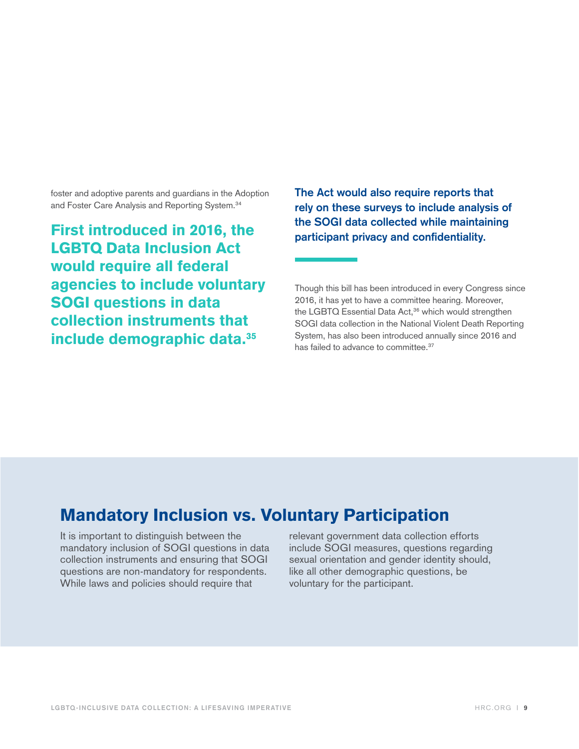foster and adoptive parents and guardians in the Adoption and Foster Care Analysis and Reporting System.[34]

**First introduced in 2016, the LGBTQ Data Inclusion Act would require all federal agencies to include voluntary SOGI questions in data collection instruments that include demographic data.[35]**

**The Act would also require reports that rely on these surveys to include analysis of the SOGI data collected while maintaining participant privacy and confidentiality.**

Though this bill has been introduced in every Congress since 2016, it has yet to have a committee hearing. Moreover, the LGBTQ Essential Data Act,[36] which would strengthen SOGI data collection in the National Violent Death Reporting System, has also been introduced annually since 2016 and has failed to advance to committee.[37]

## Mandatory Inclusion vs. Voluntary Participation

It is important to distinguish between the mandatory inclusion of SOGI questions in data collection instruments and ensuring that SOGI questions are non-mandatory for respondents. While laws and policies should require that relevant government data collection efforts include SOGI measures, questions regarding sexual orientation and gender identity should, like all other demographic questions, be voluntary for the participant.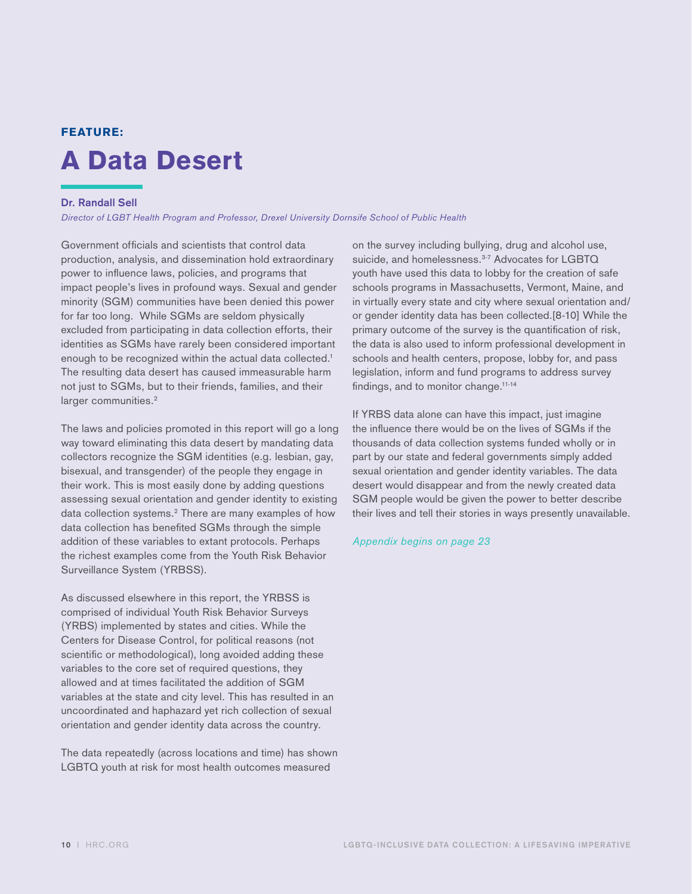**FEATURE:**

# A Data Desert

**Dr. Randall Sell**

*Director of LGBT Health Program and Professor, Drexel University Dornsife School of Public Health*

Government officials and scientists that control data production, analysis, and dissemination hold extraordinary power to influence laws, policies, and programs that impact people's lives in profound ways. Sexual and gender minority (SGM) communities have been denied this power for far too long. While SGMs are seldom physically excluded from participating in data collection efforts, their identities as SGMs have rarely been considered important enough to be recognized within the actual data collected.[1] The resulting data desert has caused immeasurable harm not just to SGMs, but to their friends, families, and their larger communities.[2]

The laws and policies promoted in this report will go a long way toward eliminating this data desert by mandating data collectors recognize the SGM identities (e.g. lesbian, gay, bisexual, and transgender) of the people they engage in their work. This is most easily done by adding questions assessing sexual orientation and gender identity to existing data collection systems.[2] There are many examples of how data collection has benefited SGMs through the simple addition of these variables to extant protocols. Perhaps the richest examples come from the Youth Risk Behavior Surveillance System (YRBSS).

As discussed elsewhere in this report, the YRBSS is comprised of individual Youth Risk Behavior Surveys (YRBS) implemented by states and cities. While the Centers for Disease Control, for political reasons (not scientific or methodological), long avoided adding these variables to the core set of required questions, they allowed and at times facilitated the addition of SGM variables at the state and city level. This has resulted in an uncoordinated and haphazard yet rich collection of sexual orientation and gender identity data across the country.

The data repeatedly (across locations and time) has shown LGBTQ youth at risk for most health outcomes measured on the survey including bullying, drug and alcohol use, suicide, and homelessness.[3-7] Advocates for LGBTQ youth have used this data to lobby for the creation of safe schools programs in Massachusetts, Vermont, Maine, and in virtually every state and city where sexual orientation and/or gender identity data has been collected.[8-10] While the primary outcome of the survey is the quantification of risk, the data is also used to inform professional development in schools and health centers, propose, lobby for, and pass legislation, inform and fund programs to address survey findings, and to monitor change.[11-14]

If YRBS data alone can have this impact, just imagine the influence there would be on the lives of SGMs if the thousands of data collection systems funded wholly or in part by our state and federal governments simply added sexual orientation and gender identity variables. The data desert would disappear and from the newly created data SGM people would be given the power to better describe their lives and tell their stories in ways presently unavailable.

*Appendix begins on page 23*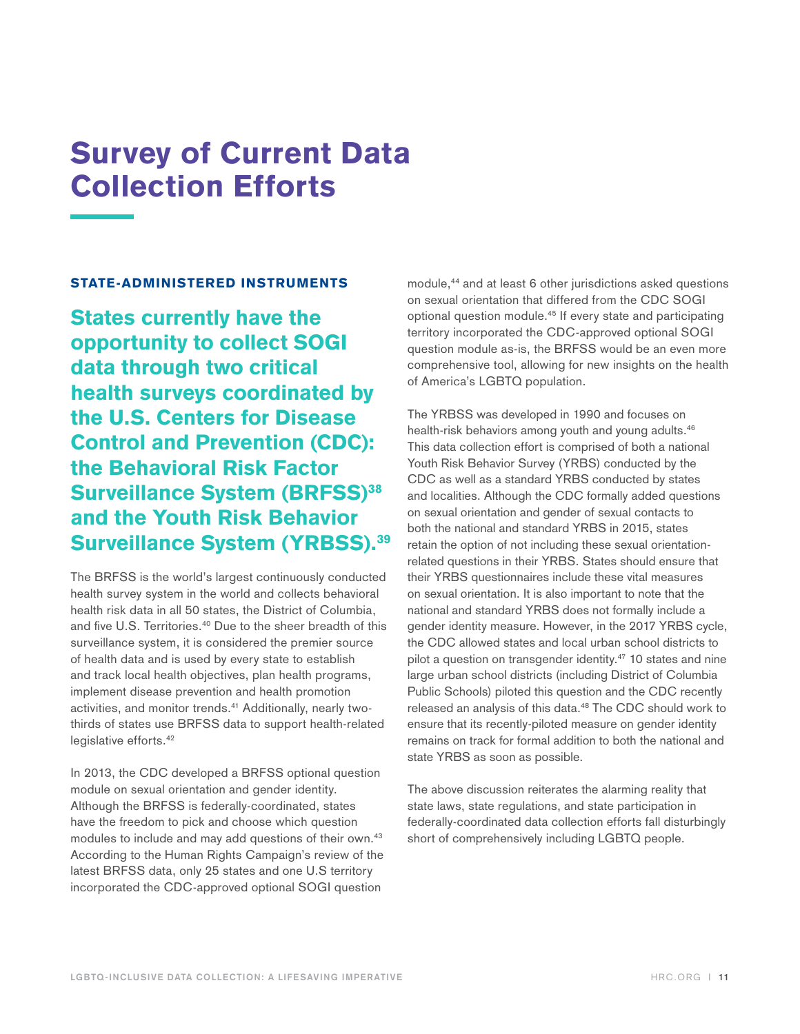# Survey of Current Data Collection Efforts

## STATE-ADMINISTERED INSTRUMENTS

**States currently have the opportunity to collect SOGI data through two critical health surveys coordinated by the U.S. Centers for Disease Control and Prevention (CDC): the Behavioral Risk Factor Surveillance System (BRFSS)[38] and the Youth Risk Behavior Surveillance System (YRBSS).[39]**

The BRFSS is the world's largest continuously conducted health survey system in the world and collects behavioral health risk data in all 50 states, the District of Columbia, and five U.S. Territories.[40] Due to the sheer breadth of this surveillance system, it is considered the premier source of health data and is used by every state to establish and track local health objectives, plan health programs, implement disease prevention and health promotion activities, and monitor trends.[41] Additionally, nearly two-thirds of states use BRFSS data to support health-related legislative efforts.[42]

In 2013, the CDC developed a BRFSS optional question module on sexual orientation and gender identity. Although the BRFSS is federally-coordinated, states have the freedom to pick and choose which question modules to include and may add questions of their own.[43] According to the Human Rights Campaign's review of the latest BRFSS data, only 25 states and one U.S territory incorporated the CDC-approved optional SOGI question module,[44] and at least 6 other jurisdictions asked questions on sexual orientation that differed from the CDC SOGI optional question module.[45] If every state and participating territory incorporated the CDC-approved optional SOGI question module as-is, the BRFSS would be an even more comprehensive tool, allowing for new insights on the health of America's LGBTQ population.

The YRBSS was developed in 1990 and focuses on health-risk behaviors among youth and young adults.[46] This data collection effort is comprised of both a national Youth Risk Behavior Survey (YRBS) conducted by the CDC as well as a standard YRBS conducted by states and localities. Although the CDC formally added questions on sexual orientation and gender of sexual contacts to both the national and standard YRBS in 2015, states retain the option of not including these sexual orientation-related questions in their YRBS. States should ensure that their YRBS questionnaires include these vital measures on sexual orientation. It is also important to note that the national and standard YRBS does not formally include a gender identity measure. However, in the 2017 YRBS cycle, the CDC allowed states and local urban school districts to pilot a question on transgender identity.[47] 10 states and nine large urban school districts (including District of Columbia Public Schools) piloted this question and the CDC recently released an analysis of this data.[48] The CDC should work to ensure that its recently-piloted measure on gender identity remains on track for formal addition to both the national and state YRBS as soon as possible.

The above discussion reiterates the alarming reality that state laws, state regulations, and state participation in federally-coordinated data collection efforts fall disturbingly short of comprehensively including LGBTQ people.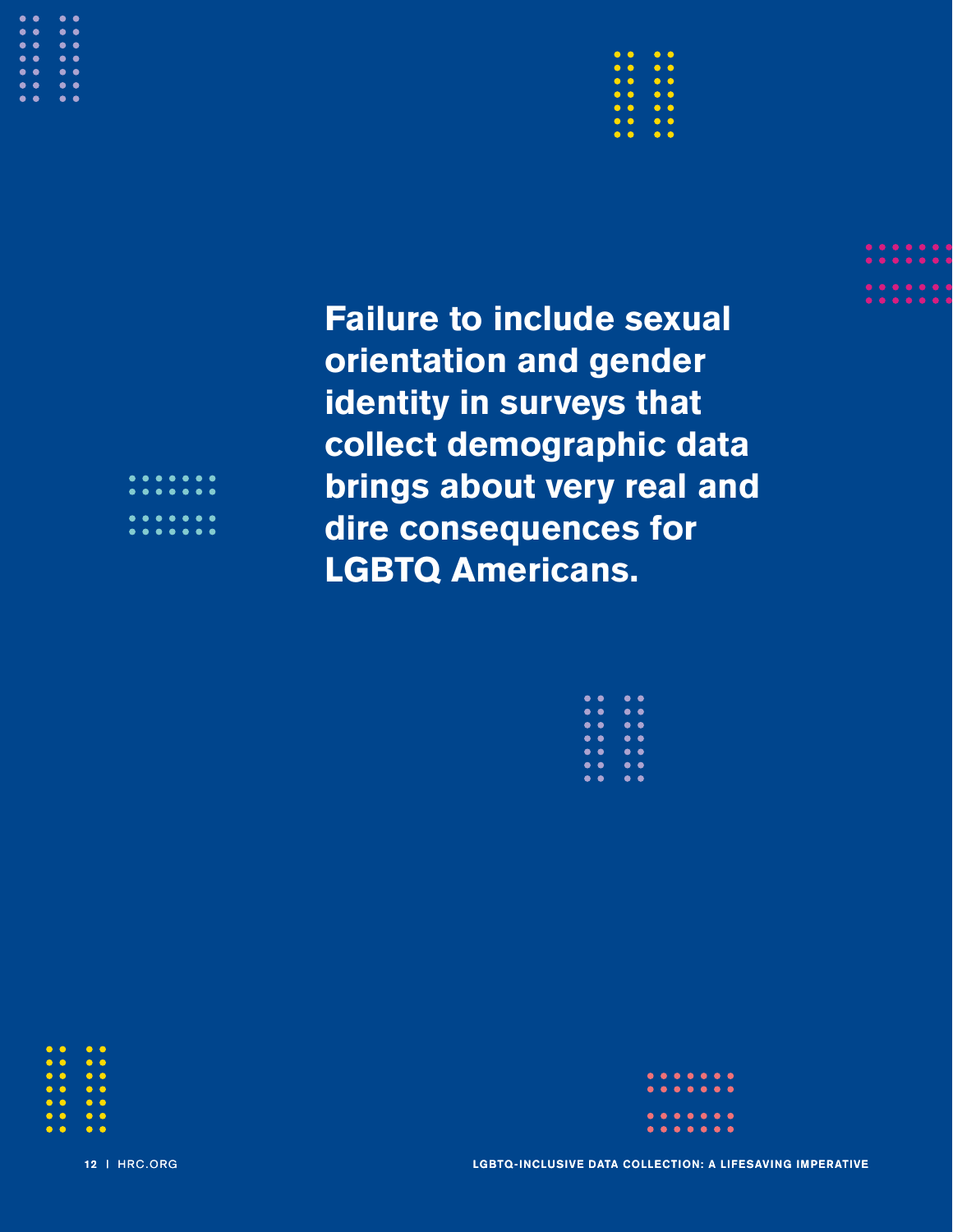**Failure to include sexual orientation and gender identity in surveys that collect demographic data brings about very real and dire consequences for LGBTQ Americans.**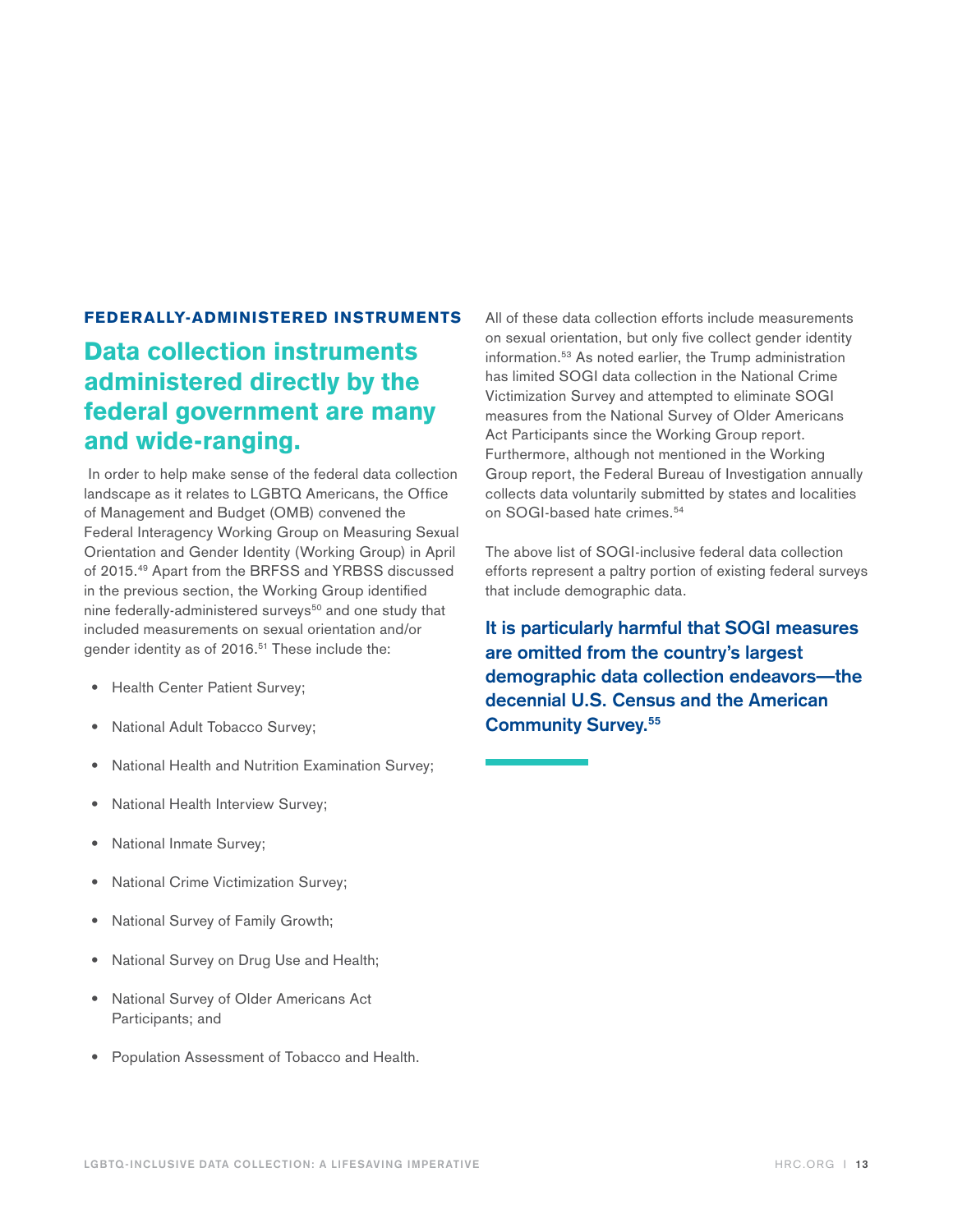### FEDERALLY-ADMINISTERED INSTRUMENTS

## Data collection instruments administered directly by the federal government are many and wide-ranging.

In order to help make sense of the federal data collection landscape as it relates to LGBTQ Americans, the Office of Management and Budget (OMB) convened the Federal Interagency Working Group on Measuring Sexual Orientation and Gender Identity (Working Group) in April of 2015.[49] Apart from the BRFSS and YRBSS discussed in the previous section, the Working Group identified nine federally-administered surveys[50] and one study that included measurements on sexual orientation and/or gender identity as of 2016.[51] These include the:

- Health Center Patient Survey;
- National Adult Tobacco Survey;
- National Health and Nutrition Examination Survey;
- National Health Interview Survey;
- National Inmate Survey;
- National Crime Victimization Survey;
- National Survey of Family Growth;
- National Survey on Drug Use and Health;
- National Survey of Older Americans Act Participants; and
- Population Assessment of Tobacco and Health.

All of these data collection efforts include measurements on sexual orientation, but only five collect gender identity information.[53] As noted earlier, the Trump administration has limited SOGI data collection in the National Crime Victimization Survey and attempted to eliminate SOGI measures from the National Survey of Older Americans Act Participants since the Working Group report. Furthermore, although not mentioned in the Working Group report, the Federal Bureau of Investigation annually collects data voluntarily submitted by states and localities on SOGI-based hate crimes.[54]

The above list of SOGI-inclusive federal data collection efforts represent a paltry portion of existing federal surveys that include demographic data.

**It is particularly harmful that SOGI measures are omitted from the country's largest demographic data collection endeavors—the decennial U.S. Census and the American Community Survey.[55]**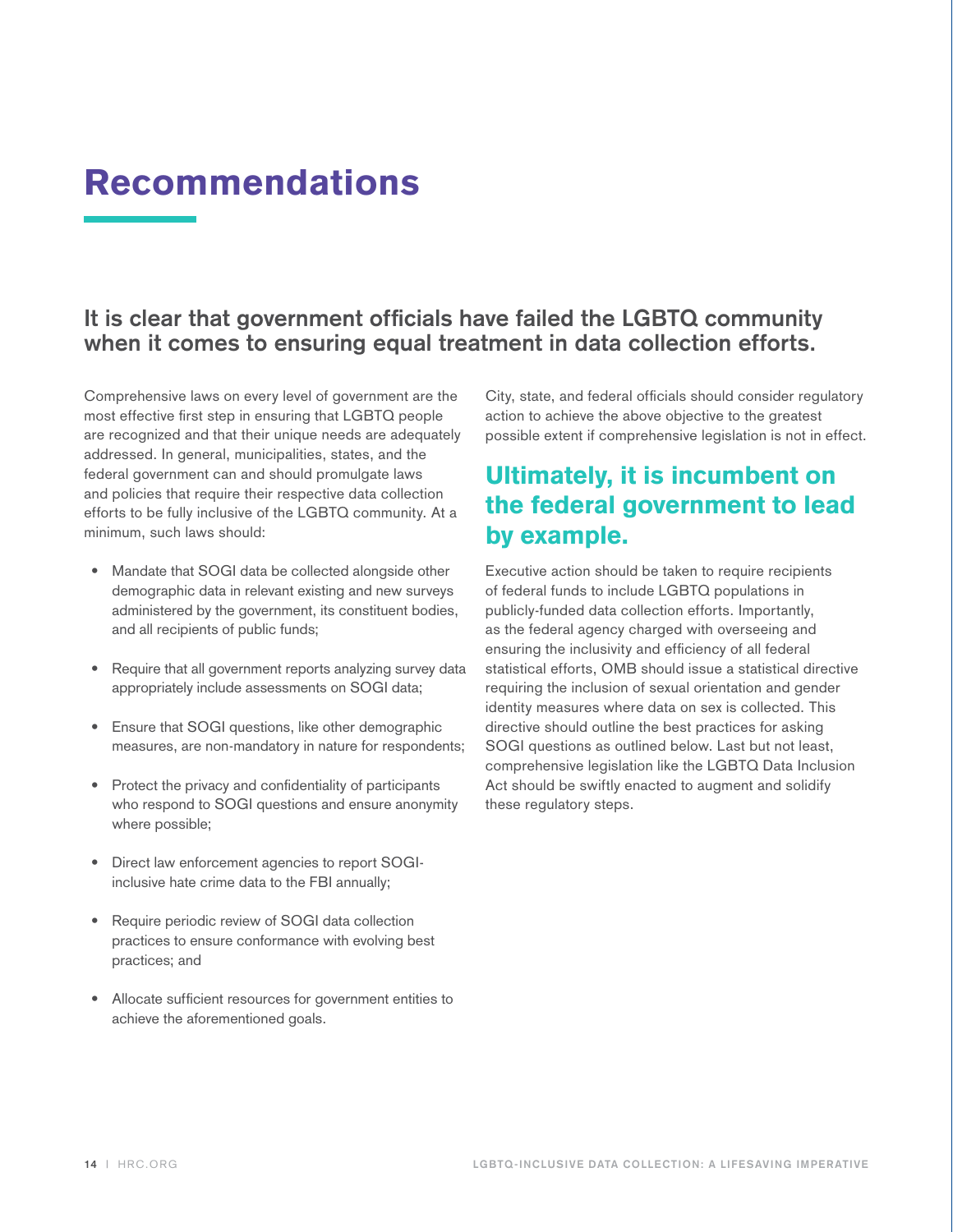# Recommendations

## It is clear that government officials have failed the LGBTQ community when it comes to ensuring equal treatment in data collection efforts.

Comprehensive laws on every level of government are the most effective first step in ensuring that LGBTQ people are recognized and that their unique needs are adequately addressed. In general, municipalities, states, and the federal government can and should promulgate laws and policies that require their respective data collection efforts to be fully inclusive of the LGBTQ community. At a minimum, such laws should:

- Mandate that SOGI data be collected alongside other demographic data in relevant existing and new surveys administered by the government, its constituent bodies, and all recipients of public funds;
- Require that all government reports analyzing survey data appropriately include assessments on SOGI data;
- Ensure that SOGI questions, like other demographic measures, are non-mandatory in nature for respondents;
- Protect the privacy and confidentiality of participants who respond to SOGI questions and ensure anonymity where possible;
- Direct law enforcement agencies to report SOGI-inclusive hate crime data to the FBI annually;
- Require periodic review of SOGI data collection practices to ensure conformance with evolving best practices; and
- Allocate sufficient resources for government entities to achieve the aforementioned goals.

City, state, and federal officials should consider regulatory action to achieve the above objective to the greatest possible extent if comprehensive legislation is not in effect.

## Ultimately, it is incumbent on the federal government to lead by example.

Executive action should be taken to require recipients of federal funds to include LGBTQ populations in publicly-funded data collection efforts. Importantly, as the federal agency charged with overseeing and ensuring the inclusivity and efficiency of all federal statistical efforts, OMB should issue a statistical directive requiring the inclusion of sexual orientation and gender identity measures where data on sex is collected. This directive should outline the best practices for asking SOGI questions as outlined below. Last but not least, comprehensive legislation like the LGBTQ Data Inclusion Act should be swiftly enacted to augment and solidify these regulatory steps.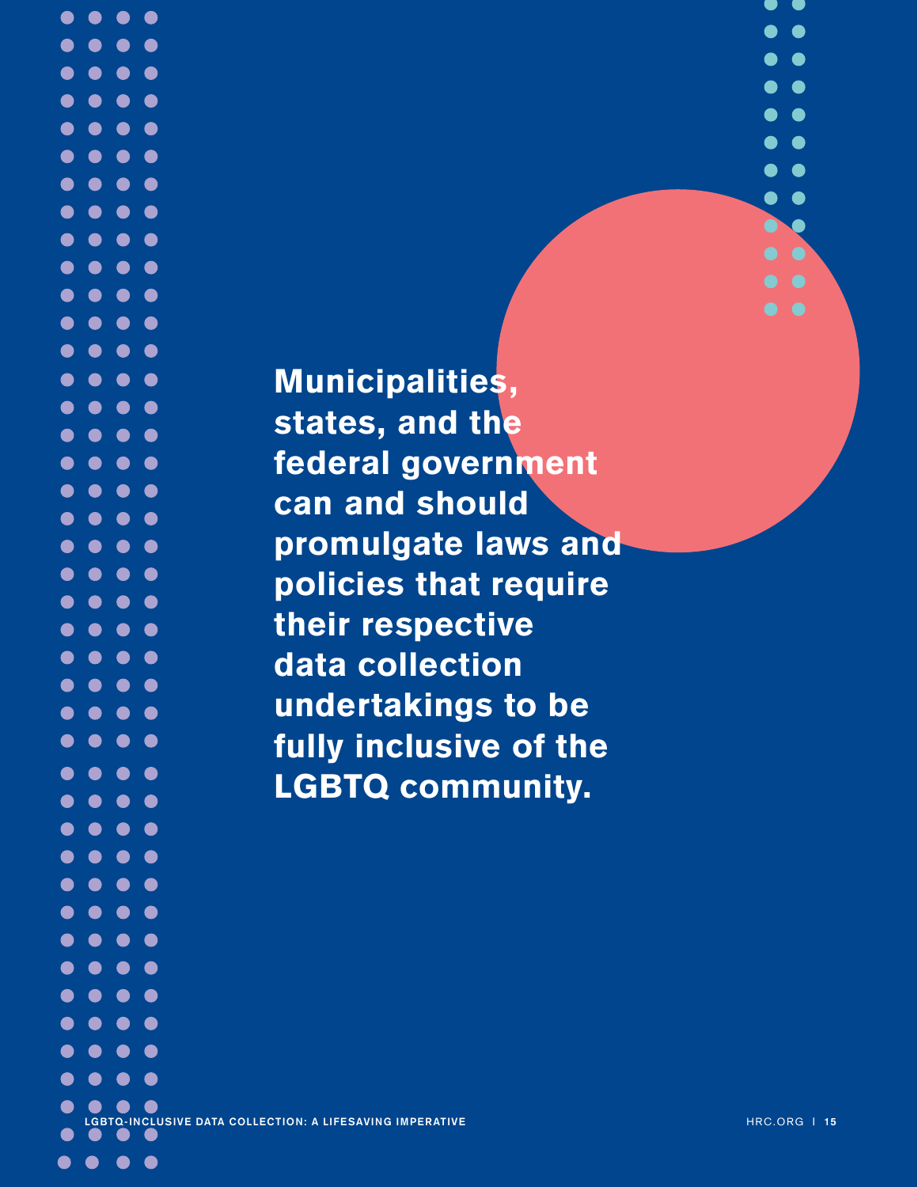**Municipalities, states, and the federal government can and should promulgate laws and policies that require their respective data collection undertakings to be fully inclusive of the LGBTQ community.**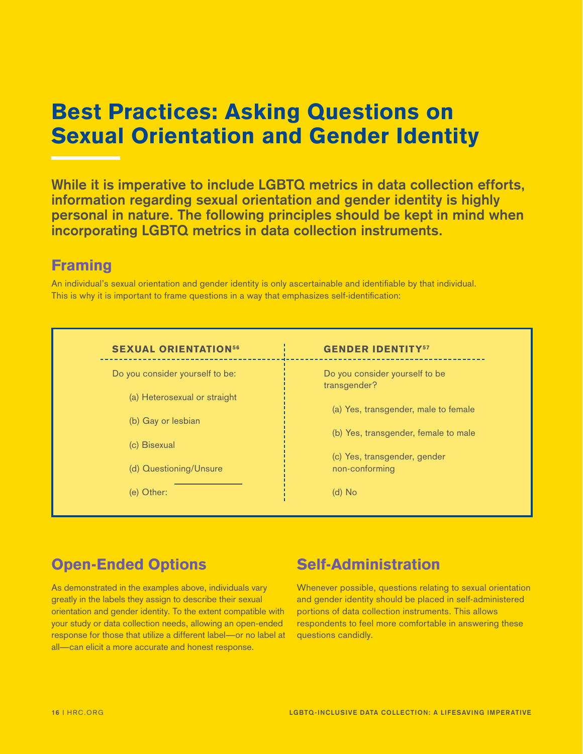# Best Practices: Asking Questions on Sexual Orientation and Gender Identity

**While it is imperative to include LGBTQ metrics in data collection efforts, information regarding sexual orientation and gender identity is highly personal in nature. The following principles should be kept in mind when incorporating LGBTQ metrics in data collection instruments.**

## Framing

An individual's sexual orientation and gender identity is only ascertainable and identifiable by that individual. This is why it is important to frame questions in a way that emphasizes self-identification:

| SEXUAL ORIENTATION[56] | GENDER IDENTITY[57] |
|---|---|
| Do you consider yourself to be: | Do you consider yourself to be transgender? |
| (a) Heterosexual or straight | (a) Yes, transgender, male to female |
| (b) Gay or lesbian | (b) Yes, transgender, female to male |
| (c) Bisexual | (c) Yes, transgender, gender non-conforming |
| (d) Questioning/Unsure | (d) No |
| (e) Other: ________ | |

## Open-Ended Options

As demonstrated in the examples above, individuals vary greatly in the labels they assign to describe their sexual orientation and gender identity. To the extent compatible with your study or data collection needs, allowing an open-ended response for those that utilize a different label—or no label at all—can elicit a more accurate and honest response.

## Self-Administration

Whenever possible, questions relating to sexual orientation and gender identity should be placed in self-administered portions of data collection instruments. This allows respondents to feel more comfortable in answering these questions candidly.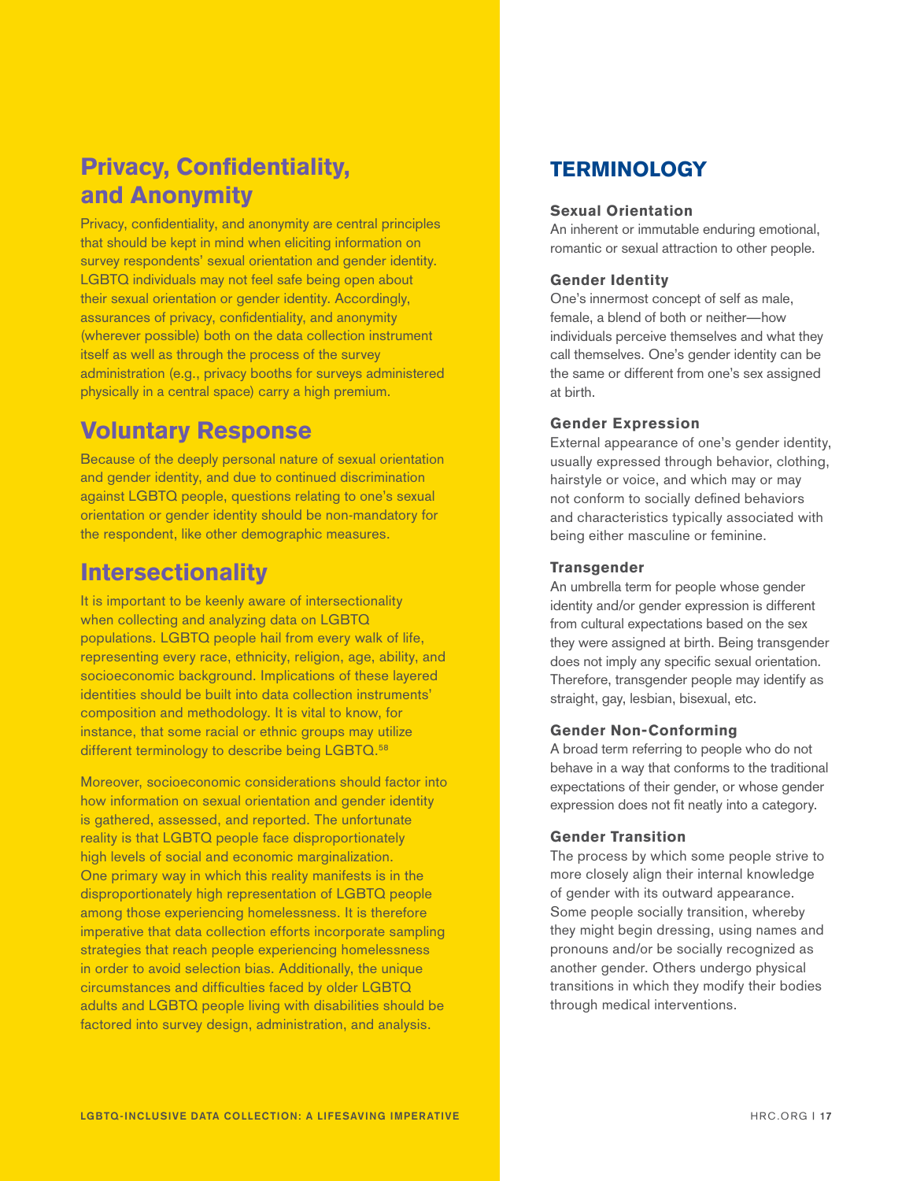## Privacy, Confidentiality, and Anonymity

Privacy, confidentiality, and anonymity are central principles that should be kept in mind when eliciting information on survey respondents' sexual orientation and gender identity. LGBTQ individuals may not feel safe being open about their sexual orientation or gender identity. Accordingly, assurances of privacy, confidentiality, and anonymity (wherever possible) both on the data collection instrument itself as well as through the process of the survey administration (e.g., privacy booths for surveys administered physically in a central space) carry a high premium.

## Voluntary Response

Because of the deeply personal nature of sexual orientation and gender identity, and due to continued discrimination against LGBTQ people, questions relating to one's sexual orientation or gender identity should be non-mandatory for the respondent, like other demographic measures.

## Intersectionality

It is important to be keenly aware of intersectionality when collecting and analyzing data on LGBTQ populations. LGBTQ people hail from every walk of life, representing every race, ethnicity, religion, age, ability, and socioeconomic background. Implications of these layered identities should be built into data collection instruments' composition and methodology. It is vital to know, for instance, that some racial or ethnic groups may utilize different terminology to describe being LGBTQ.[58]

Moreover, socioeconomic considerations should factor into how information on sexual orientation and gender identity is gathered, assessed, and reported. The unfortunate reality is that LGBTQ people face disproportionately high levels of social and economic marginalization. One primary way in which this reality manifests is in the disproportionately high representation of LGBTQ people among those experiencing homelessness. It is therefore imperative that data collection efforts incorporate sampling strategies that reach people experiencing homelessness in order to avoid selection bias. Additionally, the unique circumstances and difficulties faced by older LGBTQ adults and LGBTQ people living with disabilities should be factored into survey design, administration, and analysis.

## TERMINOLOGY

**Sexual Orientation**
An inherent or immutable enduring emotional, romantic or sexual attraction to other people.

**Gender Identity**
One's innermost concept of self as male, female, a blend of both or neither—how individuals perceive themselves and what they call themselves. One's gender identity can be the same or different from one's sex assigned at birth.

**Gender Expression**
External appearance of one's gender identity, usually expressed through behavior, clothing, hairstyle or voice, and which may or may not conform to socially defined behaviors and characteristics typically associated with being either masculine or feminine.

**Transgender**
An umbrella term for people whose gender identity and/or gender expression is different from cultural expectations based on the sex they were assigned at birth. Being transgender does not imply any specific sexual orientation. Therefore, transgender people may identify as straight, gay, lesbian, bisexual, etc.

**Gender Non-Conforming**
A broad term referring to people who do not behave in a way that conforms to the traditional expectations of their gender, or whose gender expression does not fit neatly into a category.

**Gender Transition**
The process by which some people strive to more closely align their internal knowledge of gender with its outward appearance. Some people socially transition, whereby they might begin dressing, using names and pronouns and/or be socially recognized as another gender. Others undergo physical transitions in which they modify their bodies through medical interventions.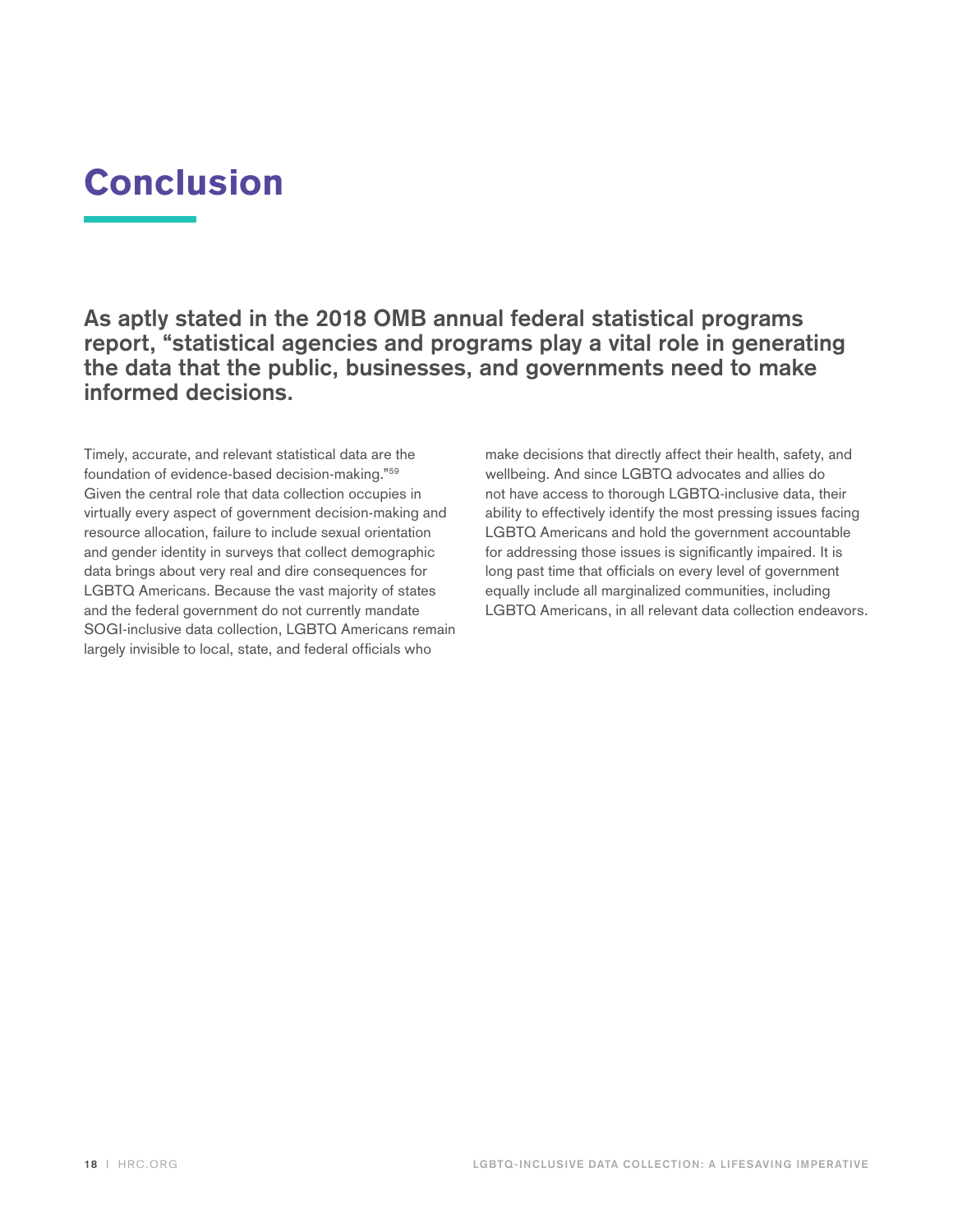# Conclusion

**As aptly stated in the 2018 OMB annual federal statistical programs report, "statistical agencies and programs play a vital role in generating the data that the public, businesses, and governments need to make informed decisions.**

Timely, accurate, and relevant statistical data are the foundation of evidence-based decision-making."[59] Given the central role that data collection occupies in virtually every aspect of government decision-making and resource allocation, failure to include sexual orientation and gender identity in surveys that collect demographic data brings about very real and dire consequences for LGBTQ Americans. Because the vast majority of states and the federal government do not currently mandate SOGI-inclusive data collection, LGBTQ Americans remain largely invisible to local, state, and federal officials who make decisions that directly affect their health, safety, and wellbeing. And since LGBTQ advocates and allies do not have access to thorough LGBTQ-inclusive data, their ability to effectively identify the most pressing issues facing LGBTQ Americans and hold the government accountable for addressing those issues is significantly impaired. It is long past time that officials on every level of government equally include all marginalized communities, including LGBTQ Americans, in all relevant data collection endeavors.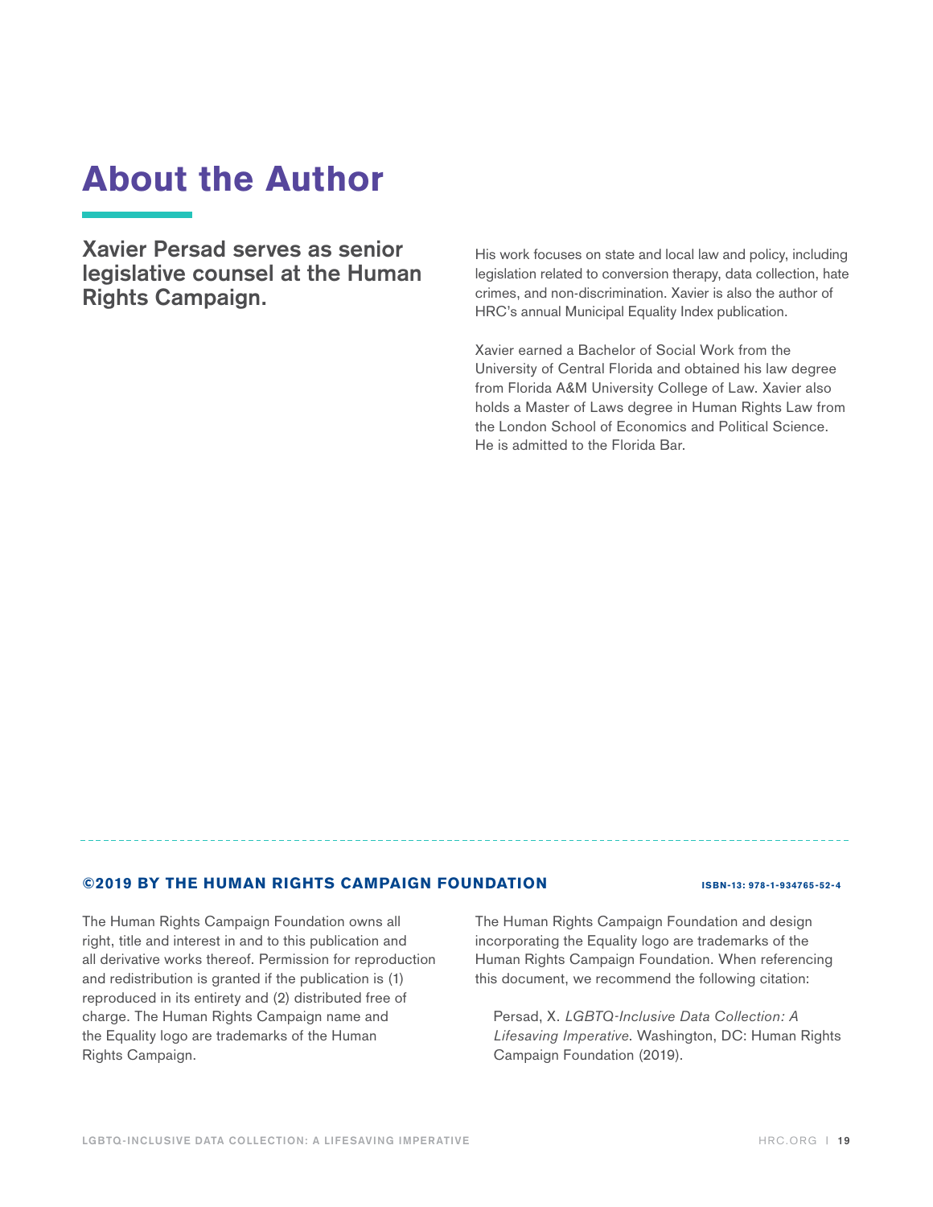# About the Author

**Xavier Persad serves as senior legislative counsel at the Human Rights Campaign.**

His work focuses on state and local law and policy, including legislation related to conversion therapy, data collection, hate crimes, and non-discrimination. Xavier is also the author of HRC's annual Municipal Equality Index publication.

Xavier earned a Bachelor of Social Work from the University of Central Florida and obtained his law degree from Florida A&M University College of Law. Xavier also holds a Master of Laws degree in Human Rights Law from the London School of Economics and Political Science. He is admitted to the Florida Bar.

---

**©2019 BY THE HUMAN RIGHTS CAMPAIGN FOUNDATION**

**ISBN-13: 978-1-934765-52-4**

The Human Rights Campaign Foundation owns all right, title and interest in and to this publication and all derivative works thereof. Permission for reproduction and redistribution is granted if the publication is (1) reproduced in its entirety and (2) distributed free of charge. The Human Rights Campaign name and the Equality logo are trademarks of the Human Rights Campaign.

The Human Rights Campaign Foundation and design incorporating the Equality logo are trademarks of the Human Rights Campaign Foundation. When referencing this document, we recommend the following citation:

> Persad, X. *LGBTQ-Inclusive Data Collection: A Lifesaving Imperative*. Washington, DC: Human Rights Campaign Foundation (2019).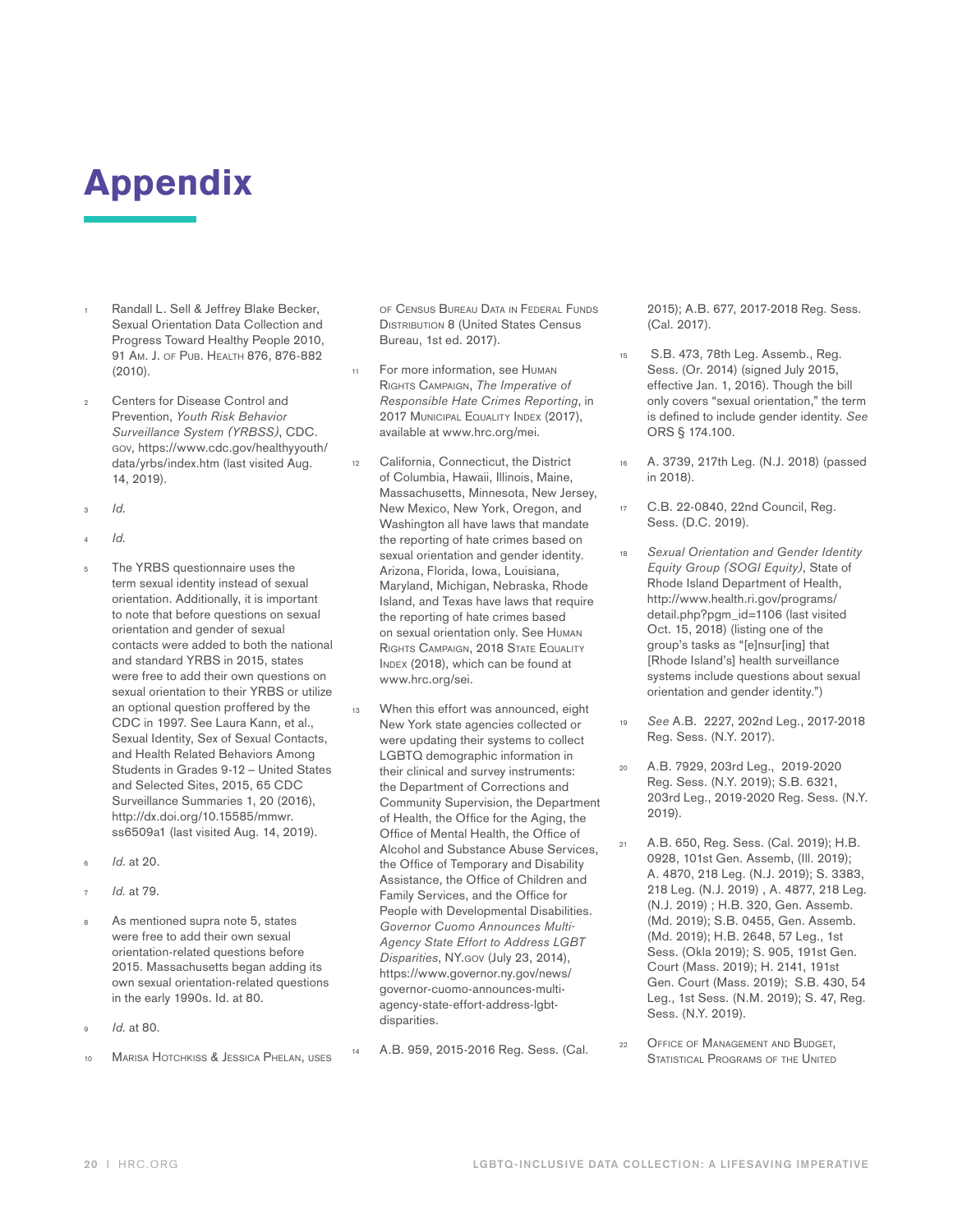# Appendix

1. Randall L. Sell & Jeffrey Blake Becker, Sexual Orientation Data Collection and Progress Toward Healthy People 2010, 91 Am. J. of Pub. Health 876, 876-882 (2010).

2. Centers for Disease Control and Prevention, *Youth Risk Behavior Surveillance System (YRBSS)*, CDC.gov, https://www.cdc.gov/healthyyouth/data/yrbs/index.htm (last visited Aug. 14, 2019).

3. *Id.*

4. *Id.*

5. The YRBS questionnaire uses the term sexual identity instead of sexual orientation. Additionally, it is important to note that before questions on sexual orientation and gender of sexual contacts were added to both the national and standard YRBS in 2015, states were free to add their own questions on sexual orientation to their YRBS or utilize an optional question proffered by the CDC in 1997. See Laura Kann, et al., Sexual Identity, Sex of Sexual Contacts, and Health Related Behaviors Among Students in Grades 9-12 – United States and Selected Sites, 2015, 65 CDC Surveillance Summaries 1, 20 (2016), http://dx.doi.org/10.15585/mmwr.ss6509a1 (last visited Aug. 14, 2019).

6. *Id.* at 20.

7. *Id.* at 79.

8. As mentioned supra note 5, states were free to add their own sexual orientation-related questions before 2015. Massachusetts began adding its own sexual orientation-related questions in the early 1990s. Id. at 80.

9. *Id.* at 80.

10. Marisa Hotchkiss & Jessica Phelan, Uses of Census Bureau Data in Federal Funds Distribution 8 (United States Census Bureau, 1st ed. 2017).

11. For more information, see Human Rights Campaign, *The Imperative of Responsible Hate Crimes Reporting*, in 2017 Municipal Equality Index (2017), available at www.hrc.org/mei.

12. California, Connecticut, the District of Columbia, Hawaii, Illinois, Maine, Massachusetts, Minnesota, New Jersey, New Mexico, New York, Oregon, and Washington all have laws that mandate the reporting of hate crimes based on sexual orientation and gender identity. Arizona, Florida, Iowa, Louisiana, Maryland, Michigan, Nebraska, Rhode Island, and Texas have laws that require the reporting of hate crimes based on sexual orientation only. See Human Rights Campaign, 2018 State Equality Index (2018), which can be found at www.hrc.org/sei.

13. When this effort was announced, eight New York state agencies collected or were updating their systems to collect LGBTQ demographic information in their clinical and survey instruments: the Department of Corrections and Community Supervision, the Department of Health, the Office for the Aging, the Office of Mental Health, the Office of Alcohol and Substance Abuse Services, the Office of Temporary and Disability Assistance, the Office of Children and Family Services, and the Office for People with Developmental Disabilities. *Governor Cuomo Announces Multi-Agency State Effort to Address LGBT Disparities*, NY.gov (July 23, 2014), https://www.governor.ny.gov/news/governor-cuomo-announces-multi-agency-state-effort-address-lgbt-disparities.

14. A.B. 959, 2015-2016 Reg. Sess. (Cal. 2015); A.B. 677, 2017-2018 Reg. Sess. (Cal. 2017).

15. S.B. 473, 78th Leg. Assemb., Reg. Sess. (Or. 2014) (signed July 2015, effective Jan. 1, 2016). Though the bill only covers "sexual orientation," the term is defined to include gender identity. *See* ORS § 174.100.

16. A. 3739, 217th Leg. (N.J. 2018) (passed in 2018).

17. C.B. 22-0840, 22nd Council, Reg. Sess. (D.C. 2019).

18. *Sexual Orientation and Gender Identity Equity Group (SOGI Equity)*, State of Rhode Island Department of Health, http://www.health.ri.gov/programs/detail.php?pgm_id=1106 (last visited Oct. 15, 2018) (listing one of the group's tasks as "[e]nsur[ing] that [Rhode Island's] health surveillance systems include questions about sexual orientation and gender identity.")

19. *See* A.B. 2227, 202nd Leg., 2017-2018 Reg. Sess. (N.Y. 2017).

20. A.B. 7929, 203rd Leg., 2019-2020 Reg. Sess. (N.Y. 2019); S.B. 6321, 203rd Leg., 2019-2020 Reg. Sess. (N.Y. 2019).

21. A.B. 650, Reg. Sess. (Cal. 2019); H.B. 0928, 101st Gen. Assemb, (Ill. 2019); A. 4870, 218 Leg. (N.J. 2019); S. 3383, 218 Leg. (N.J. 2019) , A. 4877, 218 Leg. (N.J. 2019) ; H.B. 320, Gen. Assemb. (Md. 2019); S.B. 0455, Gen. Assemb. (Md. 2019); H.B. 2648, 57 Leg., 1st Sess. (Okla 2019); S. 905, 191st Gen. Court (Mass. 2019); H. 2141, 191st Gen. Court (Mass. 2019); S.B. 430, 54 Leg., 1st Sess. (N.M. 2019); S. 47, Reg. Sess. (N.Y. 2019).

22. Office of Management and Budget, Statistical Programs of the United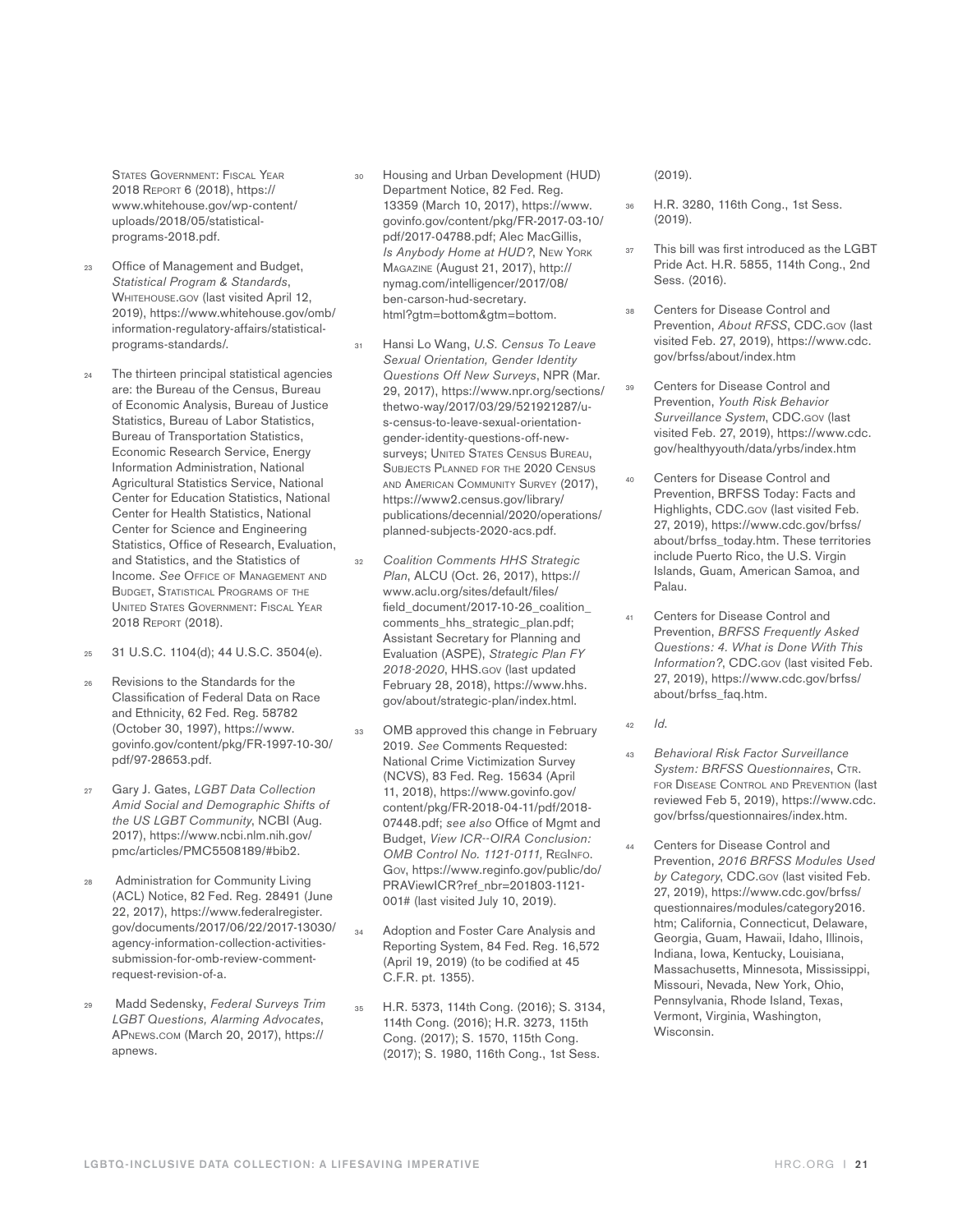States Government: Fiscal Year 2018 Report 6 (2018), https://www.whitehouse.gov/wp-content/uploads/2018/05/statistical-programs-2018.pdf.

23 Office of Management and Budget, *Statistical Program & Standards*, Whitehouse.gov (last visited April 12, 2019), https://www.whitehouse.gov/omb/information-regulatory-affairs/statistical-programs-standards/.

24 The thirteen principal statistical agencies are: the Bureau of the Census, Bureau of Economic Analysis, Bureau of Justice Statistics, Bureau of Labor Statistics, Bureau of Transportation Statistics, Economic Research Service, Energy Information Administration, National Agricultural Statistics Service, National Center for Education Statistics, National Center for Health Statistics, National Center for Science and Engineering Statistics, Office of Research, Evaluation, and Statistics, and the Statistics of Income. *See* Office of Management and Budget, Statistical Programs of the United States Government: Fiscal Year 2018 Report (2018).

25 31 U.S.C. 1104(d); 44 U.S.C. 3504(e).

26 Revisions to the Standards for the Classification of Federal Data on Race and Ethnicity, 62 Fed. Reg. 58782 (October 30, 1997), https://www.govinfo.gov/content/pkg/FR-1997-10-30/pdf/97-28653.pdf.

27 Gary J. Gates, *LGBT Data Collection Amid Social and Demographic Shifts of the US LGBT Community*, NCBI (Aug. 2017), https://www.ncbi.nlm.nih.gov/pmc/articles/PMC5508189/#bib2.

28 Administration for Community Living (ACL) Notice, 82 Fed. Reg. 28491 (June 22, 2017), https://www.federalregister.gov/documents/2017/06/22/2017-13030/agency-information-collection-activities-submission-for-omb-review-comment-request-revision-of-a.

29 Madd Sedensky, *Federal Surveys Trim LGBT Questions, Alarming Advocates*, APnews.com (March 20, 2017), https://apnews.

30 Housing and Urban Development (HUD) Department Notice, 82 Fed. Reg. 13359 (March 10, 2017), https://www.govinfo.gov/content/pkg/FR-2017-03-10/pdf/2017-04788.pdf; Alec MacGillis, *Is Anybody Home at HUD?*, New York Magazine (August 21, 2017), http://nymag.com/intelligencer/2017/08/ben-carson-hud-secretary.html?gtm=bottom&gtm=bottom.

31 Hansi Lo Wang, *U.S. Census To Leave Sexual Orientation, Gender Identity Questions Off New Surveys*, NPR (Mar. 29, 2017), https://www.npr.org/sections/thetwo-way/2017/03/29/521921287/u-s-census-to-leave-sexual-orientation-gender-identity-questions-off-new-surveys; United States Census Bureau, Subjects Planned for the 2020 Census and American Community Survey (2017), https://www2.census.gov/library/publications/decennial/2020/operations/planned-subjects-2020-acs.pdf.

32 *Coalition Comments HHS Strategic Plan*, ALCU (Oct. 26, 2017), https://www.aclu.org/sites/default/files/field_document/2017-10-26_coalition_comments_hhs_strategic_plan.pdf; Assistant Secretary for Planning and Evaluation (ASPE), *Strategic Plan FY 2018-2020*, HHS.gov (last updated February 28, 2018), https://www.hhs.gov/about/strategic-plan/index.html.

33 OMB approved this change in February 2019. *See* Comments Requested: National Crime Victimization Survey (NCVS), 83 Fed. Reg. 15634 (April 11, 2018), https://www.govinfo.gov/content/pkg/FR-2018-04-11/pdf/2018-07448.pdf; *see also* Office of Mgmt and Budget, *View ICR--OIRA Conclusion: OMB Control No. 1121-0111,* RegInfo.Gov, https://www.reginfo.gov/public/do/PRAViewICR?ref_nbr=201803-1121-001# (last visited July 10, 2019).

34 Adoption and Foster Care Analysis and Reporting System, 84 Fed. Reg. 16,572 (April 19, 2019) (to be codified at 45 C.F.R. pt. 1355).

35 H.R. 5373, 114th Cong. (2016); S. 3134, 114th Cong. (2016); H.R. 3273, 115th Cong. (2017); S. 1570, 115th Cong. (2017); S. 1980, 116th Cong., 1st Sess. (2019).

36 H.R. 3280, 116th Cong., 1st Sess. (2019).

37 This bill was first introduced as the LGBT Pride Act. H.R. 5855, 114th Cong., 2nd Sess. (2016).

38 Centers for Disease Control and Prevention, *About RFSS*, CDC.gov (last visited Feb. 27, 2019), https://www.cdc.gov/brfss/about/index.htm

39 Centers for Disease Control and Prevention, *Youth Risk Behavior Surveillance System*, CDC.gov (last visited Feb. 27, 2019), https://www.cdc.gov/healthyyouth/data/yrbs/index.htm

40 Centers for Disease Control and Prevention, BRFSS Today: Facts and Highlights, CDC.gov (last visited Feb. 27, 2019), https://www.cdc.gov/brfss/about/brfss_today.htm. These territories include Puerto Rico, the U.S. Virgin Islands, Guam, American Samoa, and Palau.

41 Centers for Disease Control and Prevention, *BRFSS Frequently Asked Questions: 4. What is Done With This Information?*, CDC.gov (last visited Feb. 27, 2019), https://www.cdc.gov/brfss/about/brfss_faq.htm.

42 *Id.*

43 *Behavioral Risk Factor Surveillance System: BRFSS Questionnaires*, Ctr. for Disease Control and Prevention (last reviewed Feb 5, 2019), https://www.cdc.gov/brfss/questionnaires/index.htm.

44 Centers for Disease Control and Prevention, *2016 BRFSS Modules Used by Category*, CDC.gov (last visited Feb. 27, 2019), https://www.cdc.gov/brfss/questionnaires/modules/category2016.htm; California, Connecticut, Delaware, Georgia, Guam, Hawaii, Idaho, Illinois, Indiana, Iowa, Kentucky, Louisiana, Massachusetts, Minnesota, Mississippi, Missouri, Nevada, New York, Ohio, Pennsylvania, Rhode Island, Texas, Vermont, Virginia, Washington, Wisconsin.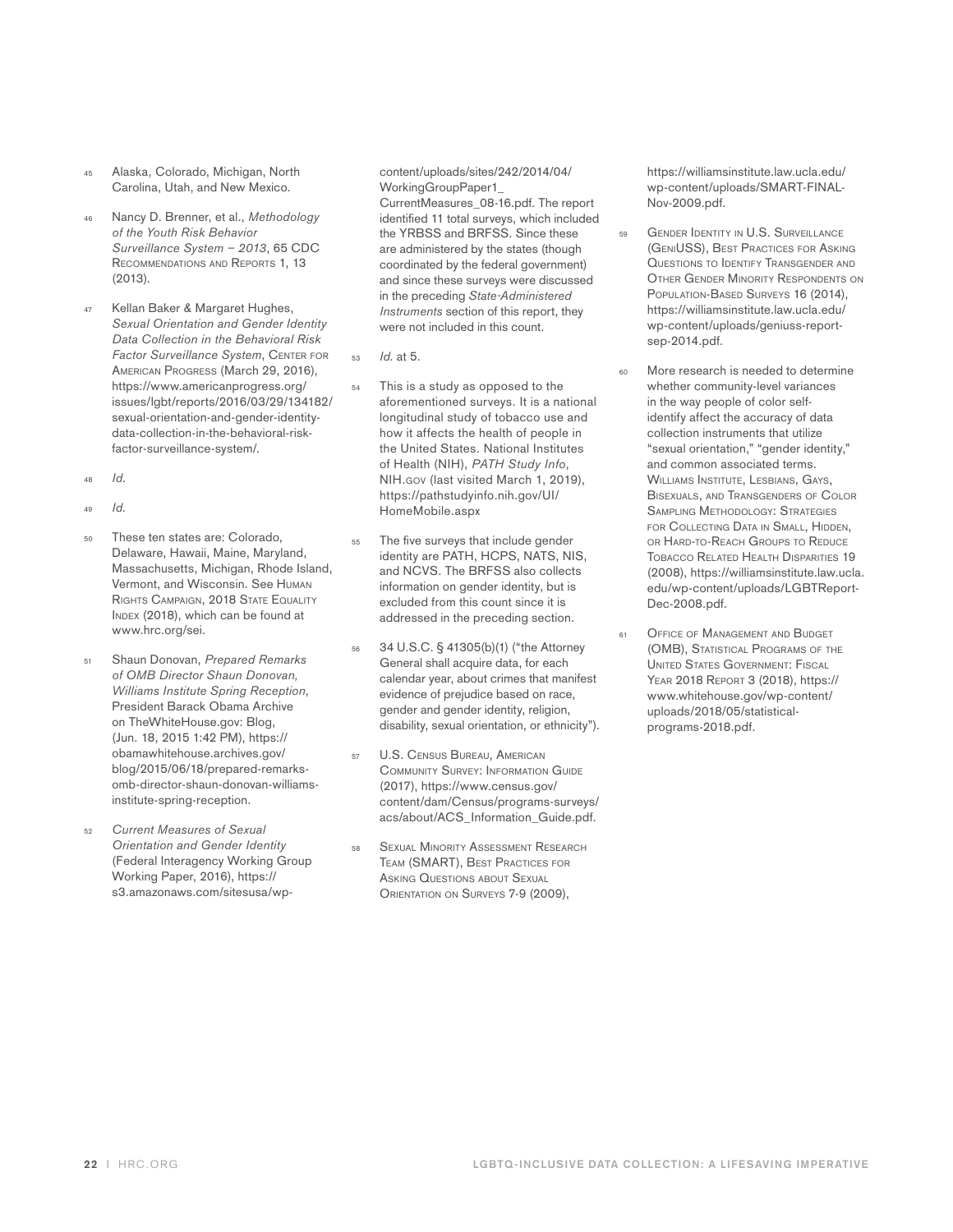45 Alaska, Colorado, Michigan, North Carolina, Utah, and New Mexico.

46 Nancy D. Brenner, et al., *Methodology of the Youth Risk Behavior Surveillance System – 2013*, 65 CDC Recommendations and Reports 1, 13 (2013).

47 Kellan Baker & Margaret Hughes, *Sexual Orientation and Gender Identity Data Collection in the Behavioral Risk Factor Surveillance System*, Center for American Progress (March 29, 2016), https://www.americanprogress.org/issues/lgbt/reports/2016/03/29/134182/sexual-orientation-and-gender-identity-data-collection-in-the-behavioral-risk-factor-surveillance-system/.

48 *Id.*

49 *Id.*

50 These ten states are: Colorado, Delaware, Hawaii, Maine, Maryland, Massachusetts, Michigan, Rhode Island, Vermont, and Wisconsin. See Human Rights Campaign, 2018 State Equality Index (2018), which can be found at www.hrc.org/sei.

51 Shaun Donovan, *Prepared Remarks of OMB Director Shaun Donovan, Williams Institute Spring Reception*, President Barack Obama Archive on TheWhiteHouse.gov: Blog, (Jun. 18, 2015 1:42 PM), https://obamawhitehouse.archives.gov/blog/2015/06/18/prepared-remarks-omb-director-shaun-donovan-williams-institute-spring-reception.

52 *Current Measures of Sexual Orientation and Gender Identity* (Federal Interagency Working Group Working Paper, 2016), https://s3.amazonaws.com/sitesusa/wp-content/uploads/sites/242/2014/04/WorkingGroupPaper1_CurrentMeasures_08-16.pdf. The report identified 11 total surveys, which included the YRBSS and BRFSS. Since these are administered by the states (though coordinated by the federal government) and since these surveys were discussed in the preceding *State-Administered Instruments* section of this report, they were not included in this count.

53 *Id.* at 5.

54 This is a study as opposed to the aforementioned surveys. It is a national longitudinal study of tobacco use and how it affects the health of people in the United States. National Institutes of Health (NIH), *PATH Study Info*, NIH.gov (last visited March 1, 2019), https://pathstudyinfo.nih.gov/UI/HomeMobile.aspx

55 The five surveys that include gender identity are PATH, HCPS, NATS, NIS, and NCVS. The BRFSS also collects information on gender identity, but is excluded from this count since it is addressed in the preceding section.

56 34 U.S.C. § 41305(b)(1) ("the Attorney General shall acquire data, for each calendar year, about crimes that manifest evidence of prejudice based on race, gender and gender identity, religion, disability, sexual orientation, or ethnicity").

57 U.S. Census Bureau, American Community Survey: Information Guide (2017), https://www.census.gov/content/dam/Census/programs-surveys/acs/about/ACS_Information_Guide.pdf.

58 Sexual Minority Assessment Research Team (SMART), Best Practices for Asking Questions about Sexual Orientation on Surveys 7-9 (2009), https://williamsinstitute.law.ucla.edu/wp-content/uploads/SMART-FINAL-Nov-2009.pdf.

59 Gender Identity in U.S. Surveillance (GenIUSS), Best Practices for Asking Questions to Identify Transgender and Other Gender Minority Respondents on Population-Based Surveys 16 (2014), https://williamsinstitute.law.ucla.edu/wp-content/uploads/geniuss-report-sep-2014.pdf.

60 More research is needed to determine whether community-level variances in the way people of color self-identify affect the accuracy of data collection instruments that utilize "sexual orientation," "gender identity," and common associated terms. Williams Institute, Lesbians, Gays, Bisexuals, and Transgenders of Color Sampling Methodology: Strategies for Collecting Data in Small, Hidden, or Hard-to-Reach Groups to Reduce Tobacco Related Health Disparities 19 (2008), https://williamsinstitute.law.ucla.edu/wp-content/uploads/LGBTReport-Dec-2008.pdf.

61 Office of Management and Budget (OMB), Statistical Programs of the United States Government: Fiscal Year 2018 Report 3 (2018), https://www.whitehouse.gov/wp-content/uploads/2018/05/statistical-programs-2018.pdf.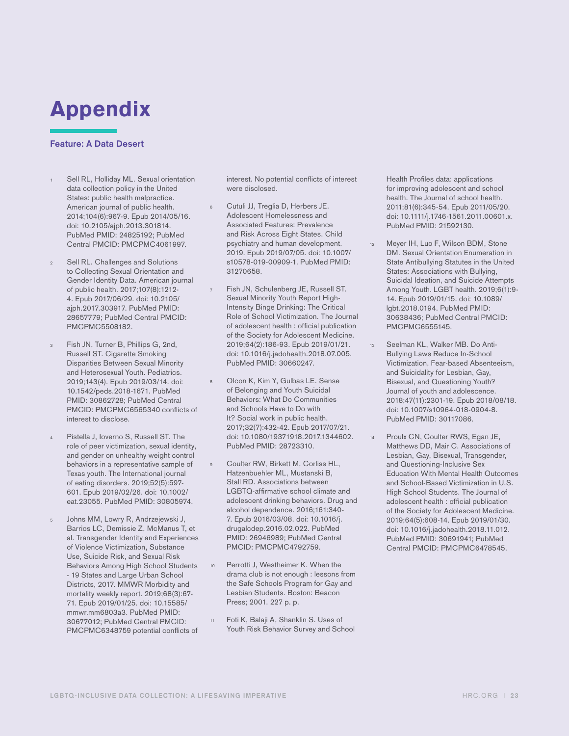# Appendix

### Feature: A Data Desert

1. Sell RL, Holliday ML. Sexual orientation data collection policy in the United States: public health malpractice. American journal of public health. 2014;104(6):967-9. Epub 2014/05/16. doi: 10.2105/ajph.2013.301814. PubMed PMID: 24825192; PubMed Central PMCID: PMCPMC4061997.

2. Sell RL. Challenges and Solutions to Collecting Sexual Orientation and Gender Identity Data. American journal of public health. 2017;107(8):1212-4. Epub 2017/06/29. doi: 10.2105/ajph.2017.303917. PubMed PMID: 28657779; PubMed Central PMCID: PMCPMC5508182.

3. Fish JN, Turner B, Phillips G, 2nd, Russell ST. Cigarette Smoking Disparities Between Sexual Minority and Heterosexual Youth. Pediatrics. 2019;143(4). Epub 2019/03/14. doi: 10.1542/peds.2018-1671. PubMed PMID: 30862728; PubMed Central PMCID: PMCPMC6565340 conflicts of interest to disclose.

4. Pistella J, Ioverno S, Russell ST. The role of peer victimization, sexual identity, and gender on unhealthy weight control behaviors in a representative sample of Texas youth. The International journal of eating disorders. 2019;52(5):597-601. Epub 2019/02/26. doi: 10.1002/eat.23055. PubMed PMID: 30805974.

5. Johns MM, Lowry R, Andrzejewski J, Barrios LC, Demissie Z, McManus T, et al. Transgender Identity and Experiences of Violence Victimization, Substance Use, Suicide Risk, and Sexual Risk Behaviors Among High School Students - 19 States and Large Urban School Districts, 2017. MMWR Morbidity and mortality weekly report. 2019;68(3):67-71. Epub 2019/01/25. doi: 10.15585/mmwr.mm6803a3. PubMed PMID: 30677012; PubMed Central PMCID: PMCPMC6348759 potential conflicts of interest. No potential conflicts of interest were disclosed.

6. Cutuli JJ, Treglia D, Herbers JE. Adolescent Homelessness and Associated Features: Prevalence and Risk Across Eight States. Child psychiatry and human development. 2019. Epub 2019/07/05. doi: 10.1007/s10578-019-00909-1. PubMed PMID: 31270658.

7. Fish JN, Schulenberg JE, Russell ST. Sexual Minority Youth Report High-Intensity Binge Drinking: The Critical Role of School Victimization. The Journal of adolescent health : official publication of the Society for Adolescent Medicine. 2019;64(2):186-93. Epub 2019/01/21. doi: 10.1016/j.jadohealth.2018.07.005. PubMed PMID: 30660247.

8. Olcon K, Kim Y, Gulbas LE. Sense of Belonging and Youth Suicidal Behaviors: What Do Communities and Schools Have to Do with It? Social work in public health. 2017;32(7):432-42. Epub 2017/07/21. doi: 10.1080/19371918.2017.1344602. PubMed PMID: 28723310.

9. Coulter RW, Birkett M, Corliss HL, Hatzenbuehler ML, Mustanski B, Stall RD. Associations between LGBTQ-affirmative school climate and adolescent drinking behaviors. Drug and alcohol dependence. 2016;161:340-7. Epub 2016/03/08. doi: 10.1016/j.drugalcdep.2016.02.022. PubMed PMID: 26946989; PubMed Central PMCID: PMCPMC4792759.

10. Perrotti J, Westheimer K. When the drama club is not enough : lessons from the Safe Schools Program for Gay and Lesbian Students. Boston: Beacon Press; 2001. 227 p. p.

11. Foti K, Balaji A, Shanklin S. Uses of Youth Risk Behavior Survey and School Health Profiles data: applications for improving adolescent and school health. The Journal of school health. 2011;81(6):345-54. Epub 2011/05/20. doi: 10.1111/j.1746-1561.2011.00601.x. PubMed PMID: 21592130.

12. Meyer IH, Luo F, Wilson BDM, Stone DM. Sexual Orientation Enumeration in State Antibullying Statutes in the United States: Associations with Bullying, Suicidal Ideation, and Suicide Attempts Among Youth. LGBT health. 2019;6(1):9-14. Epub 2019/01/15. doi: 10.1089/lgbt.2018.0194. PubMed PMID: 30638436; PubMed Central PMCID: PMCPMC6555145.

13. Seelman KL, Walker MB. Do Anti-Bullying Laws Reduce In-School Victimization, Fear-based Absenteeism, and Suicidality for Lesbian, Gay, Bisexual, and Questioning Youth? Journal of youth and adolescence. 2018;47(11):2301-19. Epub 2018/08/18. doi: 10.1007/s10964-018-0904-8. PubMed PMID: 30117086.

14. Proulx CN, Coulter RWS, Egan JE, Matthews DD, Mair C. Associations of Lesbian, Gay, Bisexual, Transgender, and Questioning-Inclusive Sex Education With Mental Health Outcomes and School-Based Victimization in U.S. High School Students. The Journal of adolescent health : official publication of the Society for Adolescent Medicine. 2019;64(5):608-14. Epub 2019/01/30. doi: 10.1016/j.jadohealth.2018.11.012. PubMed PMID: 30691941; PubMed Central PMCID: PMCPMC6478545.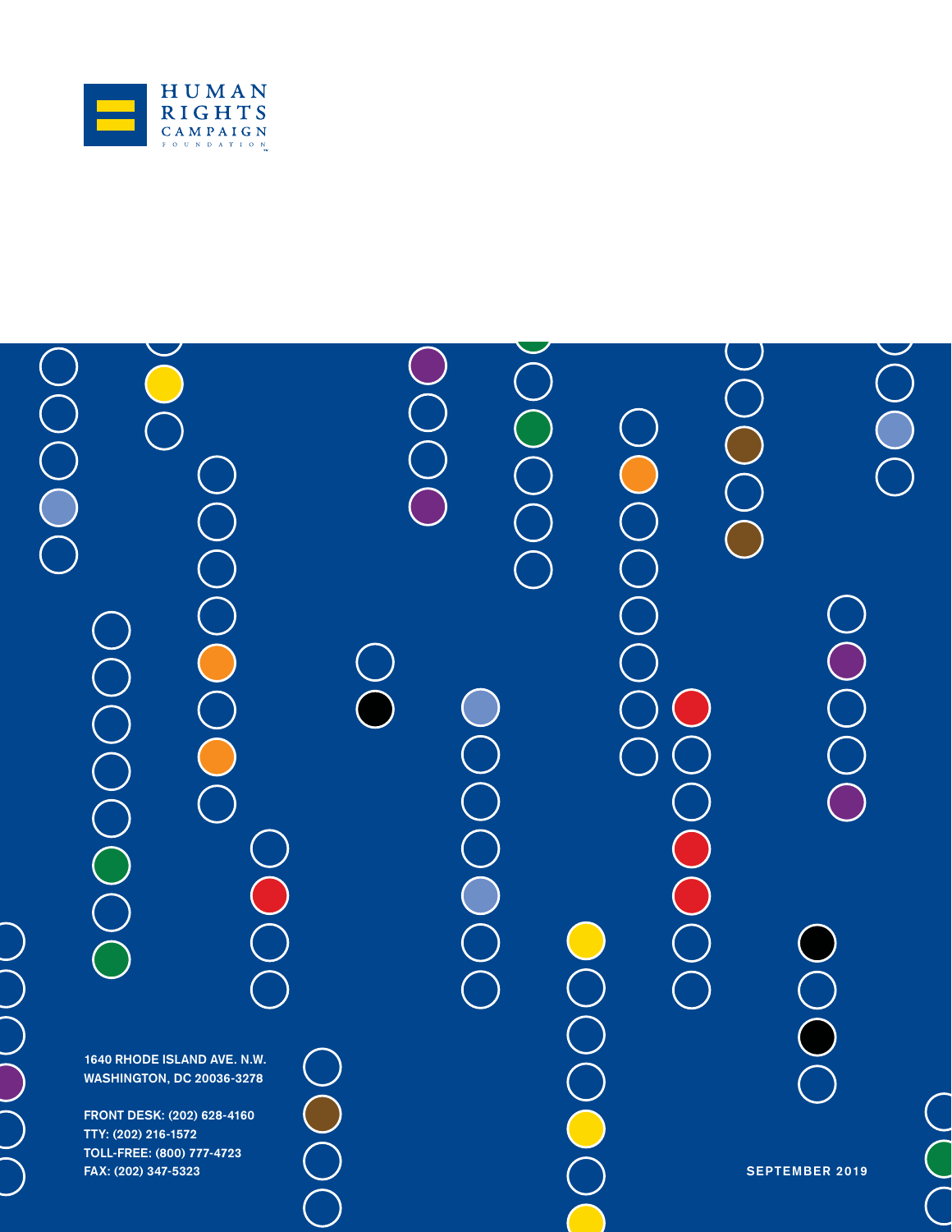HUMAN RIGHTS CAMPAIGN FOUNDATION

1640 RHODE ISLAND AVE. N.W.
WASHINGTON, DC 20036-3278

FRONT DESK: (202) 628-4160
TTY: (202) 216-1572
TOLL-FREE: (800) 777-4723
FAX: (202) 347-5323

SEPTEMBER 2019